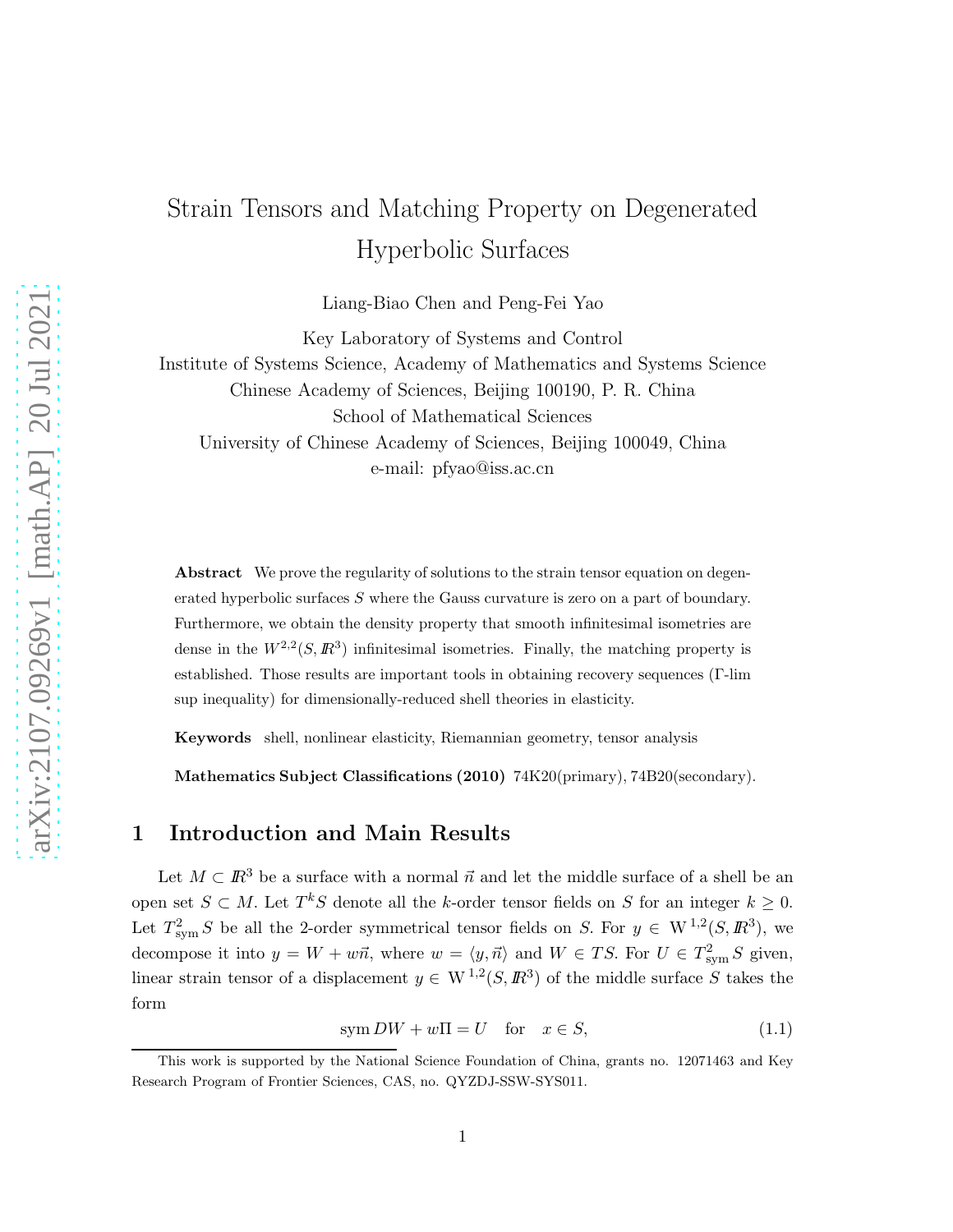# Strain Tensors and Matching Property on Degenerated Hyperbolic Surfaces

Liang-Biao Chen and Peng-Fei Yao

Key Laboratory of Systems and Control
Institute of Systems Science, Academy of Mathematics and Systems Science
Chinese Academy of Sciences, Beijing 100190, P. R. China
School of Mathematical Sciences
University of Chinese Academy of Sciences, Beijing 100049, China
e-mail: pfyao@iss.ac.cn

**Abstract** We prove the regularity of solutions to the strain tensor equation on degenerated hyperbolic surfaces $S$ where the Gauss curvature is zero on a part of boundary. Furthermore, we obtain the density property that smooth infinitesimal isometries are dense in the $W^{2,2}(S, \mathbb{R}^3)$ infinitesimal isometries. Finally, the matching property is established. Those results are important tools in obtaining recovery sequences (Γ-lim sup inequality) for dimensionally-reduced shell theories in elasticity.

**Keywords** shell, nonlinear elasticity, Riemannian geometry, tensor analysis

**Mathematics Subject Classifications (2010)** 74K20(primary), 74B20(secondary).

## 1 Introduction and Main Results

Let $M \subset \mathbb{R}^3$ be a surface with a normal $\vec{n}$ and let the middle surface of a shell be an open set $S \subset M$. Let $T^k S$ denote all the $k$-order tensor fields on $S$ for an integer $k \geq 0$. Let $T^2_{\text{sym}} S$ be all the 2-order symmetrical tensor fields on $S$. For $y \in \mathrm{W}^{1,2}(S, \mathbb{R}^3)$, we decompose it into $y = W + w\vec{n}$, where $w = \langle y, \vec{n} \rangle$ and $W \in TS$. For $U \in T^2_{\text{sym}} S$ given, linear strain tensor of a displacement $y \in \mathrm{W}^{1,2}(S, \mathbb{R}^3)$ of the middle surface $S$ takes the form

$$\operatorname{sym} DW + w\Pi = U \quad \text{for} \quad x \in S, \tag{1.1}$$

This work is supported by the National Science Foundation of China, grants no. 12071463 and Key Research Program of Frontier Sciences, CAS, no. QYZDJ-SSW-SYS011.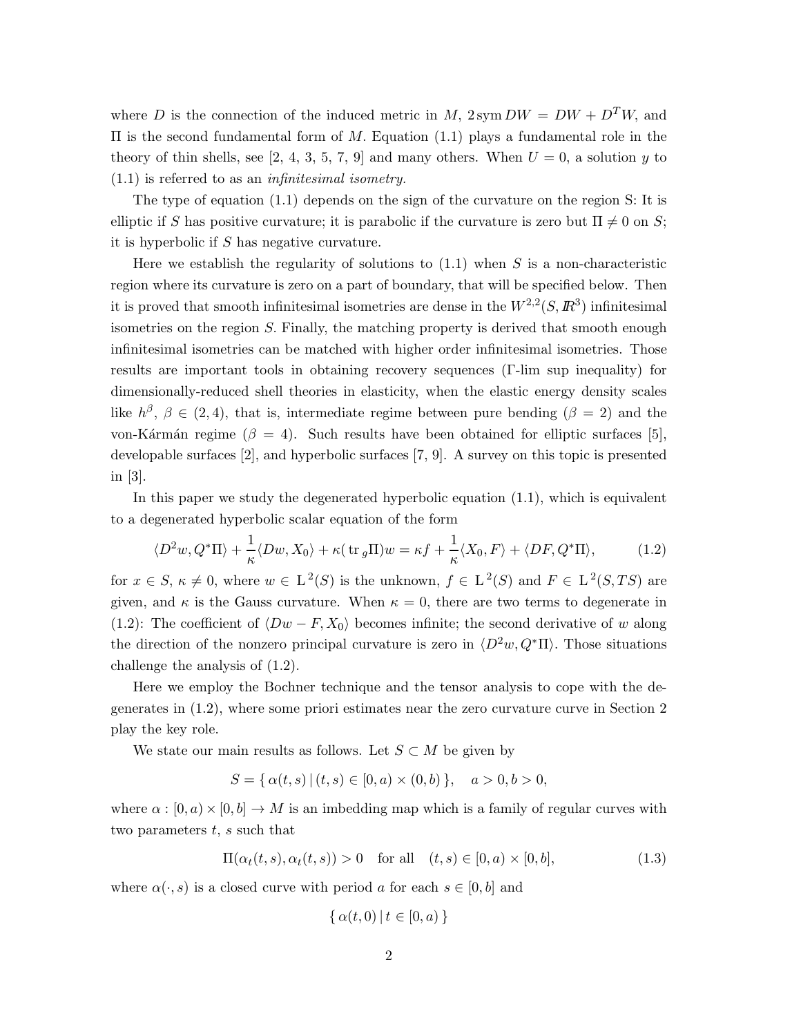where $D$ is the connection of the induced metric in $M$, $2\,\mathrm{sym}\,DW = DW + D^TW$, and $\Pi$ is the second fundamental form of $M$. Equation (1.1) plays a fundamental role in the theory of thin shells, see [2, 4, 3, 5, 7, 9] and many others. When $U = 0$, a solution $y$ to (1.1) is referred to as an *infinitesimal isometry.*

The type of equation (1.1) depends on the sign of the curvature on the region S: It is elliptic if $S$ has positive curvature; it is parabolic if the curvature is zero but $\Pi \neq 0$ on $S$; it is hyperbolic if $S$ has negative curvature.

Here we establish the regularity of solutions to (1.1) when $S$ is a non-characteristic region where its curvature is zero on a part of boundary, that will be specified below. Then it is proved that smooth infinitesimal isometries are dense in the $W^{2,2}(S, I\!\!R^3)$ infinitesimal isometries on the region $S$. Finally, the matching property is derived that smooth enough infinitesimal isometries can be matched with higher order infinitesimal isometries. Those results are important tools in obtaining recovery sequences ($\Gamma$-lim sup inequality) for dimensionally-reduced shell theories in elasticity, when the elastic energy density scales like $h^\beta$, $\beta \in (2, 4)$, that is, intermediate regime between pure bending ($\beta = 2$) and the von-Kármán regime ($\beta = 4$). Such results have been obtained for elliptic surfaces [5], developable surfaces [2], and hyperbolic surfaces [7, 9]. A survey on this topic is presented in [3].

In this paper we study the degenerated hyperbolic equation (1.1), which is equivalent to a degenerated hyperbolic scalar equation of the form

$$\langle D^2w, Q^*\Pi\rangle + \frac{1}{\kappa}\langle Dw, X_0\rangle + \kappa(\,\mathrm{tr}\,_g\Pi)w = \kappa f + \frac{1}{\kappa}\langle X_0, F\rangle + \langle DF, Q^*\Pi\rangle, \tag{1.2}$$

for $x \in S$, $\kappa \neq 0$, where $w \in \mathrm{L}^2(S)$ is the unknown, $f \in \mathrm{L}^2(S)$ and $F \in \mathrm{L}^2(S, TS)$ are given, and $\kappa$ is the Gauss curvature. When $\kappa = 0$, there are two terms to degenerate in (1.2): The coefficient of $\langle Dw - F, X_0\rangle$ becomes infinite; the second derivative of $w$ along the direction of the nonzero principal curvature is zero in $\langle D^2w, Q^*\Pi\rangle$. Those situations challenge the analysis of (1.2).

Here we employ the Bochner technique and the tensor analysis to cope with the degenerates in (1.2), where some priori estimates near the zero curvature curve in Section 2 play the key role.

We state our main results as follows. Let $S \subset M$ be given by

$$S = \{\, \alpha(t, s) \,|\, (t, s) \in [0, a) \times (0, b)\,\}, \quad a > 0, b > 0,$$

where $\alpha : [0, a) \times [0, b] \to M$ is an imbedding map which is a family of regular curves with two parameters $t$, $s$ such that

$$\Pi(\alpha_t(t, s), \alpha_t(t, s)) > 0 \quad \text{for all} \quad (t, s) \in [0, a) \times [0, b], \tag{1.3}$$

where $\alpha(\cdot, s)$ is a closed curve with period $a$ for each $s \in [0, b]$ and

$$\{\, \alpha(t, 0) \,|\, t \in [0, a)\,\}$$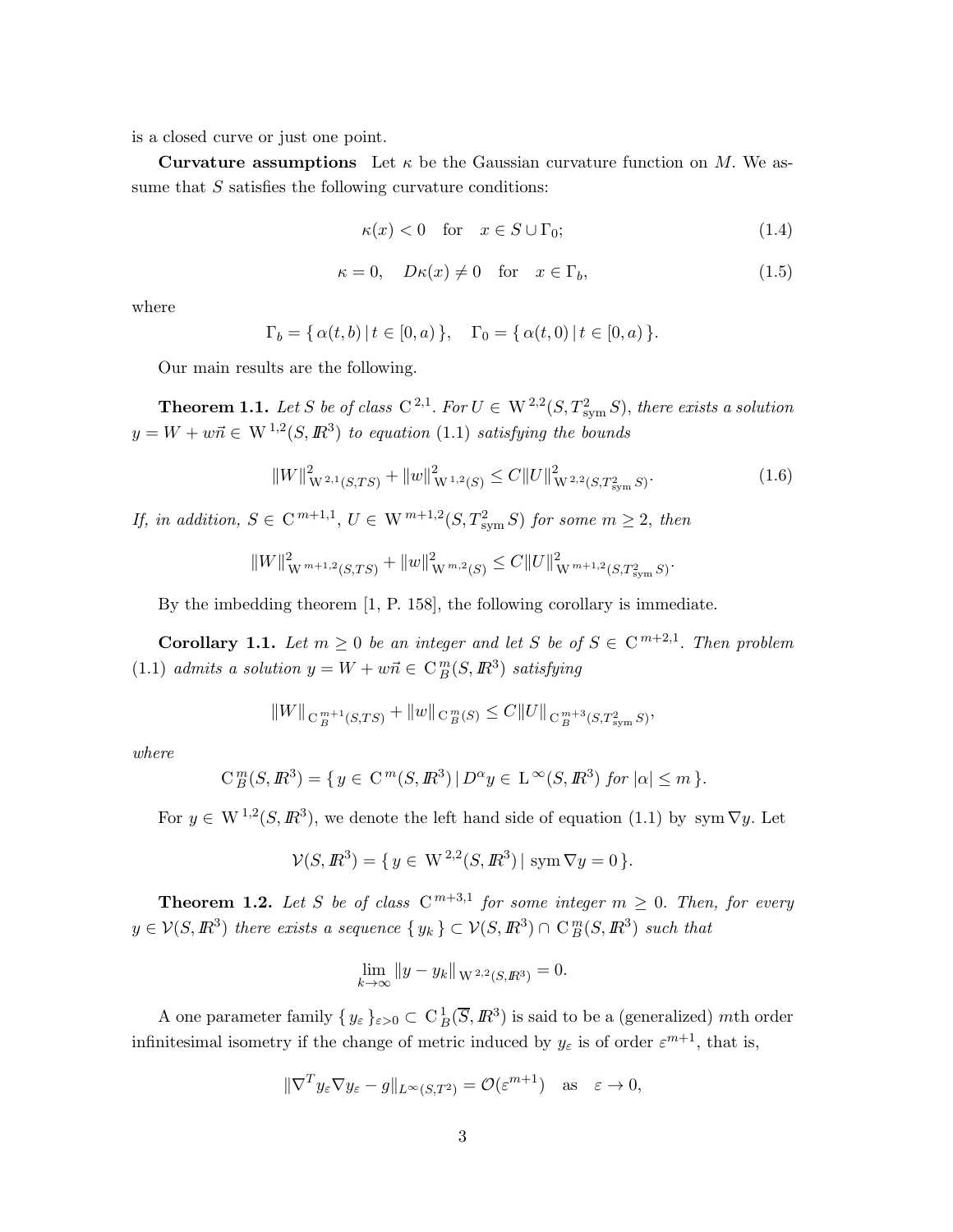is a closed curve or just one point.

**Curvature assumptions** Let $\kappa$ be the Gaussian curvature function on $M$. We assume that $S$ satisfies the following curvature conditions:

$$\kappa(x) < 0 \quad \text{for} \quad x \in S \cup \Gamma_0; \tag{1.4}$$

$$\kappa = 0, \quad D\kappa(x) \neq 0 \quad \text{for} \quad x \in \Gamma_b, \tag{1.5}$$

where

$$\Gamma_b = \{\, \alpha(t, b) \,|\, t \in [0, a) \,\}, \quad \Gamma_0 = \{\, \alpha(t, 0) \,|\, t \in [0, a) \,\}.$$

Our main results are the following.

**Theorem 1.1.** *Let $S$ be of class $\mathrm{C}^{2,1}$. For $U \in \mathrm{W}^{2,2}(S, T^2_{\mathrm{sym}} S)$, there exists a solution $y = W + w\vec{n} \in \mathrm{W}^{1,2}(S, I\!\!R^3)$ to equation (1.1) satisfying the bounds*

$$\|W\|^2_{\mathrm{W}^{2,1}(S,TS)} + \|w\|^2_{\mathrm{W}^{1,2}(S)} \leq C\|U\|^2_{\mathrm{W}^{2,2}(S,T^2_{\mathrm{sym}} S)}. \tag{1.6}$$

*If, in addition, $S \in \mathrm{C}^{m+1,1}$, $U \in \mathrm{W}^{m+1,2}(S, T^2_{\mathrm{sym}} S)$ for some $m \geq 2$, then*

$$\|W\|^2_{\mathrm{W}^{m+1,2}(S,TS)} + \|w\|^2_{\mathrm{W}^{m,2}(S)} \leq C\|U\|^2_{\mathrm{W}^{m+1,2}(S,T^2_{\mathrm{sym}} S)}.$$

By the imbedding theorem [1, P. 158], the following corollary is immediate.

**Corollary 1.1.** *Let $m \geq 0$ be an integer and let $S$ be of $S \in \mathrm{C}^{m+2,1}$. Then problem (1.1) admits a solution $y = W + w\vec{n} \in \mathrm{C}^m_B(S, I\!\!R^3)$ satisfying*

$$\|W\|_{\mathrm{C}^{m+1}_B(S,TS)} + \|w\|_{\mathrm{C}^m_B(S)} \leq C\|U\|_{\mathrm{C}^{m+3}_B(S,T^2_{\mathrm{sym}} S)},$$

*where*

$$\mathrm{C}^m_B(S, I\!\!R^3) = \{\, y \in \mathrm{C}^m(S, I\!\!R^3) \,|\, D^\alpha y \in \mathrm{L}^\infty(S, I\!\!R^3) \text{ for } |\alpha| \leq m \,\}.$$

For $y \in \mathrm{W}^{1,2}(S, I\!\!R^3)$, we denote the left hand side of equation (1.1) by $\mathrm{sym}\,\nabla y$. Let

$$\mathcal{V}(S, I\!\!R^3) = \{\, y \in \mathrm{W}^{2,2}(S, I\!\!R^3) \,|\, \mathrm{sym}\,\nabla y = 0 \,\}.$$

**Theorem 1.2.** *Let $S$ be of class $\mathrm{C}^{m+3,1}$ for some integer $m \geq 0$. Then, for every $y \in \mathcal{V}(S, I\!\!R^3)$ there exists a sequence $\{\, y_k \,\} \subset \mathcal{V}(S, I\!\!R^3) \cap \mathrm{C}^m_B(S, I\!\!R^3)$ such that*

$$\lim_{k \to \infty} \|y - y_k\|_{\mathrm{W}^{2,2}(S, I\!\!R^3)} = 0.$$

A one parameter family $\{\, y_\varepsilon \,\}_{\varepsilon > 0} \subset \mathrm{C}^1_B(\overline{S}, I\!\!R^3)$ is said to be a (generalized) $m$th order infinitesimal isometry if the change of metric induced by $y_\varepsilon$ is of order $\varepsilon^{m+1}$, that is,

$$\|\nabla^T y_\varepsilon \nabla y_\varepsilon - g\|_{L^\infty(S,T^2)} = \mathcal{O}(\varepsilon^{m+1}) \quad \text{as} \quad \varepsilon \to 0,$$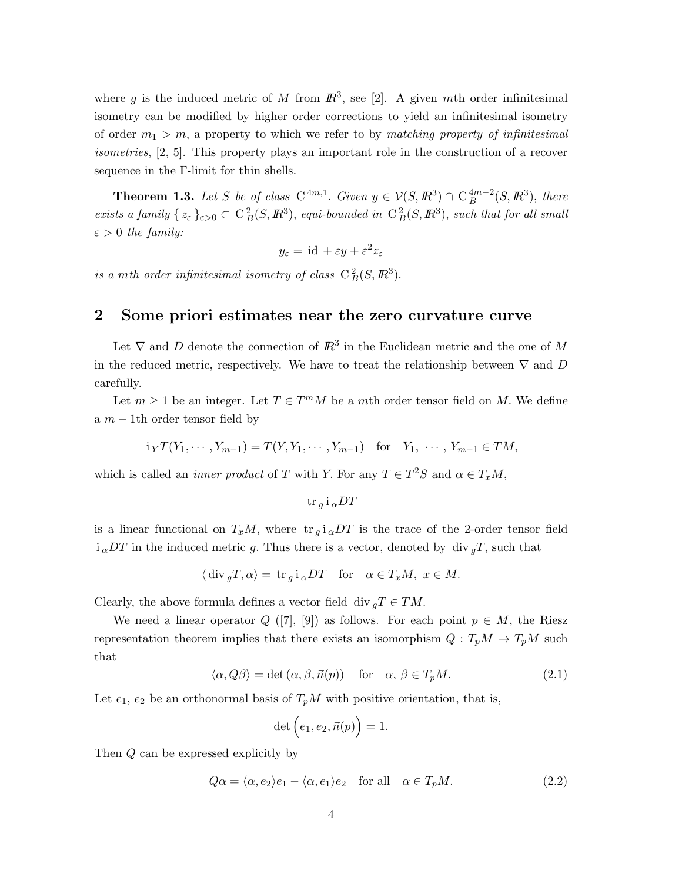where $g$ is the induced metric of $M$ from $I\!R^3$, see [2]. A given $m$th order infinitesimal isometry can be modified by higher order corrections to yield an infinitesimal isometry of order $m_1 > m$, a property to which we refer to by *matching property of infinitesimal isometries*, [2, 5]. This property plays an important role in the construction of a recover sequence in the Γ-limit for thin shells.

**Theorem 1.3.** *Let $S$ be of class $\mathrm{C}^{4m,1}$. Given $y \in \mathcal{V}(S, I\!R^3) \cap \mathrm{C}_B^{4m-2}(S, I\!R^3)$, there exists a family $\{ z_\varepsilon \}_{\varepsilon>0} \subset \mathrm{C}_B^2(S, I\!R^3)$, equi-bounded in $\mathrm{C}_B^2(S, I\!R^3)$, such that for all small $\varepsilon > 0$ the family:*

$$y_\varepsilon = \mathrm{id} + \varepsilon y + \varepsilon^2 z_\varepsilon$$

*is a $m$th order infinitesimal isometry of class $\mathrm{C}_B^2(S, I\!R^3)$.*

## 2 Some priori estimates near the zero curvature curve

Let $\nabla$ and $D$ denote the connection of $I\!R^3$ in the Euclidean metric and the one of $M$ in the reduced metric, respectively. We have to treat the relationship between $\nabla$ and $D$ carefully.

Let $m \geq 1$ be an integer. Let $T \in T^m M$ be a $m$th order tensor field on $M$. We define a $m-1$th order tensor field by

$$\mathrm{i}_Y T(Y_1, \cdots, Y_{m-1}) = T(Y, Y_1, \cdots, Y_{m-1}) \quad \text{for} \quad Y_1, \ \cdots, Y_{m-1} \in TM,$$

which is called an *inner product* of $T$ with $Y$. For any $T \in T^2 S$ and $\alpha \in T_x M$,

$$\mathrm{tr}_g \, \mathrm{i}_\alpha DT$$

is a linear functional on $T_x M$, where $\mathrm{tr}_g \, \mathrm{i}_\alpha DT$ is the trace of the 2-order tensor field $\mathrm{i}_\alpha DT$ in the induced metric $g$. Thus there is a vector, denoted by $\mathrm{div}_g T$, such that

$$\langle \mathrm{div}_g T, \alpha \rangle = \mathrm{tr}_g \, \mathrm{i}_\alpha DT \quad \text{for} \quad \alpha \in T_x M, \ x \in M.$$

Clearly, the above formula defines a vector field $\mathrm{div}_g T \in TM$.

We need a linear operator $Q$ ([7], [9]) as follows. For each point $p \in M$, the Riesz representation theorem implies that there exists an isomorphism $Q : T_p M \to T_p M$ such that

$$\langle \alpha, Q\beta \rangle = \det (\alpha, \beta, \vec{n}(p)) \quad \text{for} \quad \alpha, \ \beta \in T_p M. \tag{2.1}$$

Let $e_1$, $e_2$ be an orthonormal basis of $T_p M$ with positive orientation, that is,

$$\det \Big( e_1, e_2, \vec{n}(p) \Big) = 1.$$

Then $Q$ can be expressed explicitly by

$$Q\alpha = \langle \alpha, e_2 \rangle e_1 - \langle \alpha, e_1 \rangle e_2 \quad \text{for all} \quad \alpha \in T_p M. \tag{2.2}$$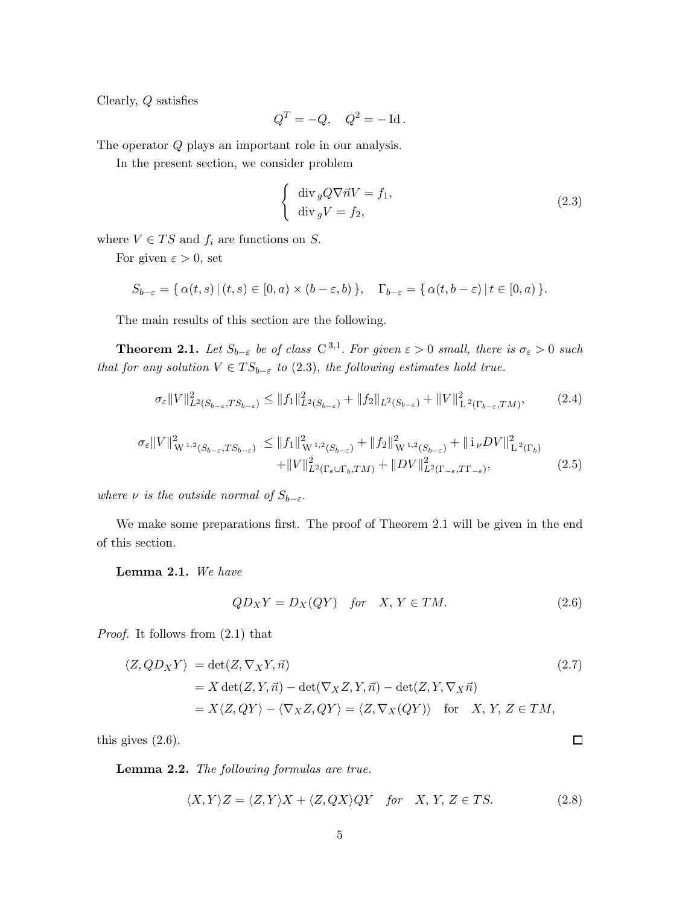Clearly, $Q$ satisfies

$$Q^T = -Q, \quad Q^2 = -\operatorname{Id}.$$

The operator $Q$ plays an important role in our analysis.

In the present section, we consider problem

$$\begin{cases} \operatorname{div}_g Q\nabla\vec{n}V = f_1, \\ \operatorname{div}_g V = f_2, \end{cases} \tag{2.3}$$

where $V \in TS$ and $f_i$ are functions on $S$.

For given $\varepsilon > 0$, set

$$S_{b-\varepsilon} = \{\, \alpha(t,s) \,|\, (t,s) \in [0,a) \times (b-\varepsilon, b) \,\}, \quad \Gamma_{b-\varepsilon} = \{\, \alpha(t, b-\varepsilon) \,|\, t \in [0,a) \,\}.$$

The main results of this section are the following.

**Theorem 2.1.** *Let $S_{b-\varepsilon}$ be of class $\mathrm{C}^{3,1}$. For given $\varepsilon > 0$ small, there is $\sigma_\varepsilon > 0$ such that for any solution $V \in TS_{b-\varepsilon}$ to (2.3), the following estimates hold true.*

$$\sigma_\varepsilon \|V\|^2_{L^2(S_{b-\varepsilon}, TS_{b-\varepsilon})} \leq \|f_1\|^2_{L^2(S_{b-\varepsilon})} + \|f_2\|_{L^2(S_{b-\varepsilon})} + \|V\|^2_{\mathrm{L}^2(\Gamma_{b-\varepsilon}, TM)}, \tag{2.4}$$

$$\begin{aligned} \sigma_\varepsilon \|V\|^2_{\mathrm{W}^{1,2}(S_{b-\varepsilon}, TS_{b-\varepsilon})} \leq{}& \|f_1\|^2_{\mathrm{W}^{1,2}(S_{b-\varepsilon})} + \|f_2\|^2_{\mathrm{W}^{1,2}(S_{b-\varepsilon})} + \|\,\mathrm{i}_\nu DV\|^2_{\mathrm{L}^2(\Gamma_b)} \\ &+ \|V\|^2_{L^2(\Gamma_\varepsilon \cup \Gamma_b, TM)} + \|DV\|^2_{L^2(\Gamma_{-\varepsilon}, T\Gamma_{-\varepsilon})}, \end{aligned} \tag{2.5}$$

*where $\nu$ is the outside normal of $S_{b-\varepsilon}$.*

We make some preparations first. The proof of Theorem 2.1 will be given in the end of this section.

**Lemma 2.1.** *We have*

$$QD_XY = D_X(QY) \quad \text{for} \quad X,\, Y \in TM. \tag{2.6}$$

*Proof.* It follows from (2.1) that

$$\begin{aligned} \langle Z, QD_XY\rangle &= \det(Z, \nabla_X Y, \vec{n}) \\ &= X\det(Z, Y, \vec{n}) - \det(\nabla_X Z, Y, \vec{n}) - \det(Z, Y, \nabla_X \vec{n}) \\ &= X\langle Z, QY\rangle - \langle \nabla_X Z, QY\rangle = \langle Z, \nabla_X(QY)\rangle \quad \text{for} \quad X,\, Y,\, Z \in TM, \end{aligned} \tag{2.7}$$

this gives (2.6). $\square$

**Lemma 2.2.** *The following formulas are true.*

$$\langle X, Y\rangle Z = \langle Z, Y\rangle X + \langle Z, QX\rangle QY \quad \text{for} \quad X,\, Y,\, Z \in TS. \tag{2.8}$$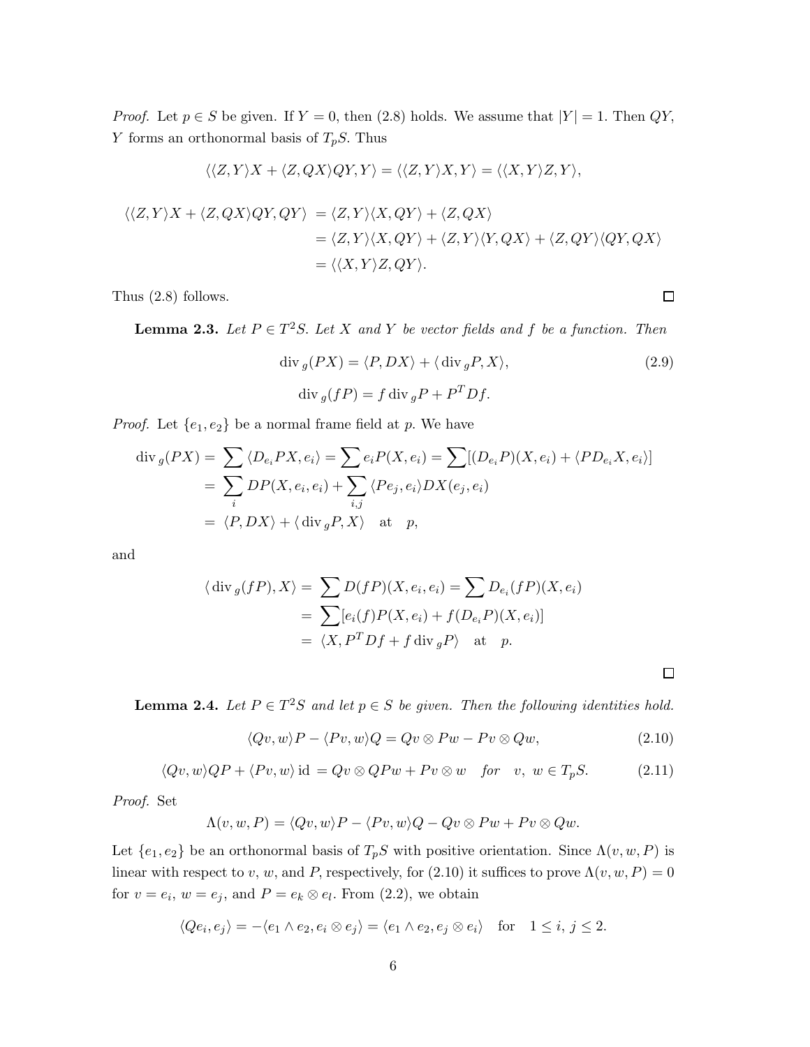*Proof.* Let $p \in S$ be given. If $Y = 0$, then (2.8) holds. We assume that $|Y| = 1$. Then $QY$, $Y$ forms an orthonormal basis of $T_pS$. Thus

$$\langle \langle Z, Y\rangle X + \langle Z, QX\rangle QY, Y\rangle = \langle \langle Z, Y\rangle X, Y\rangle = \langle \langle X, Y\rangle Z, Y\rangle,$$

$$\begin{aligned}
\langle \langle Z, Y\rangle X + \langle Z, QX\rangle QY, QY\rangle &= \langle Z, Y\rangle \langle X, QY\rangle + \langle Z, QX\rangle \\
&= \langle Z, Y\rangle \langle X, QY\rangle + \langle Z, Y\rangle \langle Y, QX\rangle + \langle Z, QY\rangle \langle QY, QX\rangle \\
&= \langle \langle X, Y\rangle Z, QY\rangle.
\end{aligned}$$

Thus (2.8) follows. □

**Lemma 2.3.** *Let $P \in T^2S$. Let $X$ and $Y$ be vector fields and $f$ be a function. Then*

$$\operatorname{div}_g(PX) = \langle P, DX\rangle + \langle \operatorname{div}_g P, X\rangle, \tag{2.9}$$

$$\operatorname{div}_g(fP) = f \operatorname{div}_g P + P^T Df.$$

*Proof.* Let $\{e_1, e_2\}$ be a normal frame field at $p$. We have

$$\begin{aligned}
\operatorname{div}_g(PX) &= \sum \langle D_{e_i} PX, e_i\rangle = \sum e_i P(X, e_i) = \sum [(D_{e_i} P)(X, e_i) + \langle PD_{e_i} X, e_i\rangle] \\
&= \sum_i DP(X, e_i, e_i) + \sum_{i,j} \langle Pe_j, e_i\rangle DX(e_j, e_i) \\
&= \langle P, DX\rangle + \langle \operatorname{div}_g P, X\rangle \quad \text{at} \quad p,
\end{aligned}$$

and

$$\begin{aligned}
\langle \operatorname{div}_g(fP), X\rangle &= \sum D(fP)(X, e_i, e_i) = \sum D_{e_i}(fP)(X, e_i) \\
&= \sum [e_i(f)P(X, e_i) + f(D_{e_i} P)(X, e_i)] \\
&= \langle X, P^T Df + f \operatorname{div}_g P\rangle \quad \text{at} \quad p.
\end{aligned}$$

□

**Lemma 2.4.** *Let $P \in T^2S$ and let $p \in S$ be given. Then the following identities hold.*

$$\langle Qv, w\rangle P - \langle Pv, w\rangle Q = Qv \otimes Pw - Pv \otimes Qw, \tag{2.10}$$

$$\langle Qv, w\rangle QP + \langle Pv, w\rangle \operatorname{id} = Qv \otimes QPw + Pv \otimes w \quad \text{for} \quad v,\ w \in T_pS. \tag{2.11}$$

*Proof.* Set

$$\Lambda(v, w, P) = \langle Qv, w\rangle P - \langle Pv, w\rangle Q - Qv \otimes Pw + Pv \otimes Qw.$$

Let $\{e_1, e_2\}$ be an orthonormal basis of $T_pS$ with positive orientation. Since $\Lambda(v, w, P)$ is linear with respect to $v$, $w$, and $P$, respectively, for (2.10) it suffices to prove $\Lambda(v, w, P) = 0$ for $v = e_i$, $w = e_j$, and $P = e_k \otimes e_l$. From (2.2), we obtain

$$\langle Qe_i, e_j\rangle = -\langle e_1 \wedge e_2, e_i \otimes e_j\rangle = \langle e_1 \wedge e_2, e_j \otimes e_i\rangle \quad \text{for} \quad 1 \leq i,\ j \leq 2.$$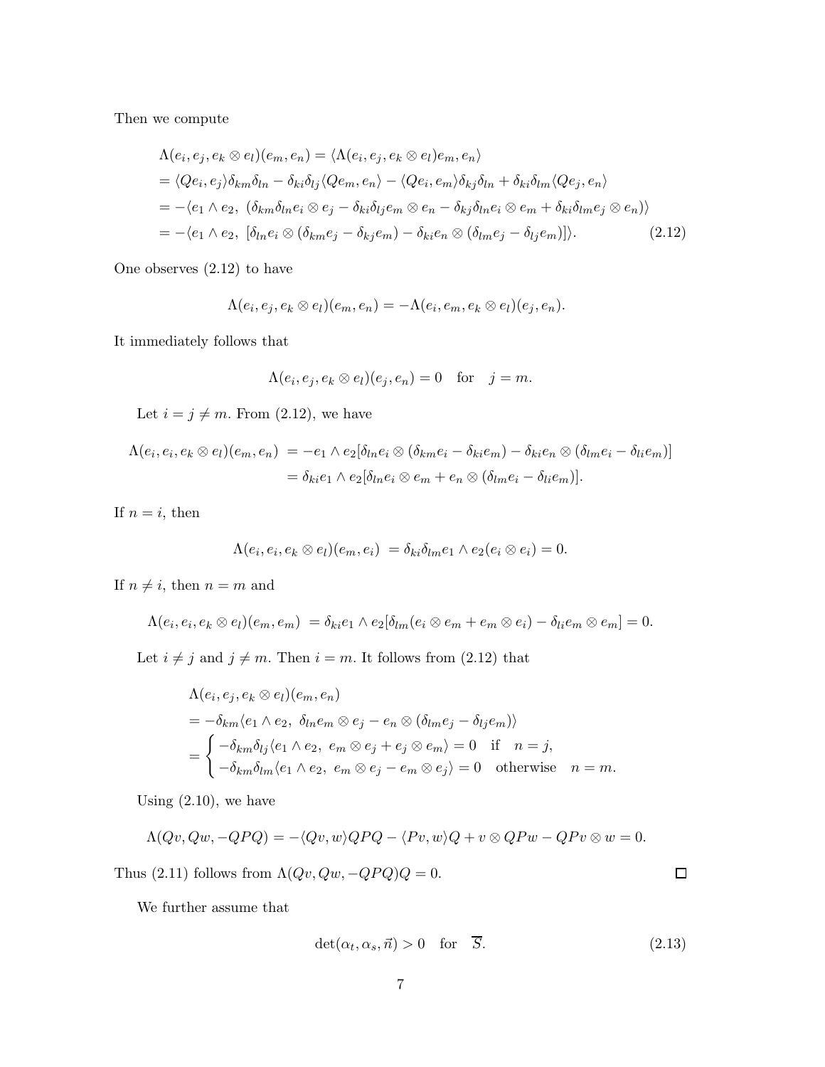Then we compute

$$
\begin{aligned}
&\Lambda(e_i, e_j, e_k \otimes e_l)(e_m, e_n) = \langle \Lambda(e_i, e_j, e_k \otimes e_l)e_m, e_n\rangle \\
&= \langle Qe_i, e_j\rangle \delta_{km}\delta_{ln} - \delta_{ki}\delta_{lj}\langle Qe_m, e_n\rangle - \langle Qe_i, e_m\rangle \delta_{kj}\delta_{ln} + \delta_{ki}\delta_{lm}\langle Qe_j, e_n\rangle \\
&= -\langle e_1 \wedge e_2,\ (\delta_{km}\delta_{ln} e_i \otimes e_j - \delta_{ki}\delta_{lj} e_m \otimes e_n - \delta_{kj}\delta_{ln} e_i \otimes e_m + \delta_{ki}\delta_{lm} e_j \otimes e_n)\rangle \\
&= -\langle e_1 \wedge e_2,\ [\delta_{ln} e_i \otimes (\delta_{km} e_j - \delta_{kj} e_m) - \delta_{ki} e_n \otimes (\delta_{lm} e_j - \delta_{lj} e_m)]\rangle. \qquad (2.12)
\end{aligned}
$$

One observes (2.12) to have

$$
\Lambda(e_i, e_j, e_k \otimes e_l)(e_m, e_n) = -\Lambda(e_i, e_m, e_k \otimes e_l)(e_j, e_n).
$$

It immediately follows that

$$
\Lambda(e_i, e_j, e_k \otimes e_l)(e_j, e_n) = 0 \quad \text{for} \quad j = m.
$$

Let $i = j \neq m$. From (2.12), we have

$$
\begin{aligned}
\Lambda(e_i, e_i, e_k \otimes e_l)(e_m, e_n) &= -e_1 \wedge e_2[\delta_{ln} e_i \otimes (\delta_{km} e_i - \delta_{ki} e_m) - \delta_{ki} e_n \otimes (\delta_{lm} e_i - \delta_{li} e_m)] \\
&= \delta_{ki} e_1 \wedge e_2[\delta_{ln} e_i \otimes e_m + e_n \otimes (\delta_{lm} e_i - \delta_{li} e_m)].
\end{aligned}
$$

If $n = i$, then

$$
\Lambda(e_i, e_i, e_k \otimes e_l)(e_m, e_i) = \delta_{ki}\delta_{lm} e_1 \wedge e_2(e_i \otimes e_i) = 0.
$$

If $n \neq i$, then $n = m$ and

$$
\Lambda(e_i, e_i, e_k \otimes e_l)(e_m, e_m) = \delta_{ki} e_1 \wedge e_2[\delta_{lm}(e_i \otimes e_m + e_m \otimes e_i) - \delta_{li} e_m \otimes e_m] = 0.
$$

Let $i \neq j$ and $j \neq m$. Then $i = m$. It follows from (2.12) that

$$
\begin{aligned}
&\Lambda(e_i, e_j, e_k \otimes e_l)(e_m, e_n) \\
&= -\delta_{km}\langle e_1 \wedge e_2,\ \delta_{ln} e_m \otimes e_j - e_n \otimes (\delta_{lm} e_j - \delta_{lj} e_m)\rangle \\
&= \begin{cases} -\delta_{km}\delta_{lj}\langle e_1 \wedge e_2,\ e_m \otimes e_j + e_j \otimes e_m\rangle = 0 & \text{if} \quad n = j, \\ -\delta_{km}\delta_{lm}\langle e_1 \wedge e_2,\ e_m \otimes e_j - e_m \otimes e_j\rangle = 0 & \text{otherwise} \quad n = m. \end{cases}
\end{aligned}
$$

Using (2.10), we have

$$
\Lambda(Qv, Qw, -QPQ) = -\langle Qv, w\rangle QPQ - \langle Pv, w\rangle Q + v \otimes QPw - QPv \otimes w = 0.
$$

Thus (2.11) follows from $\Lambda(Qv, Qw, -QPQ)Q = 0$. $\square$

We further assume that

$$
\det(\alpha_t, \alpha_s, \vec{n}) > 0 \quad \text{for} \quad \overline{S}. \qquad (2.13)
$$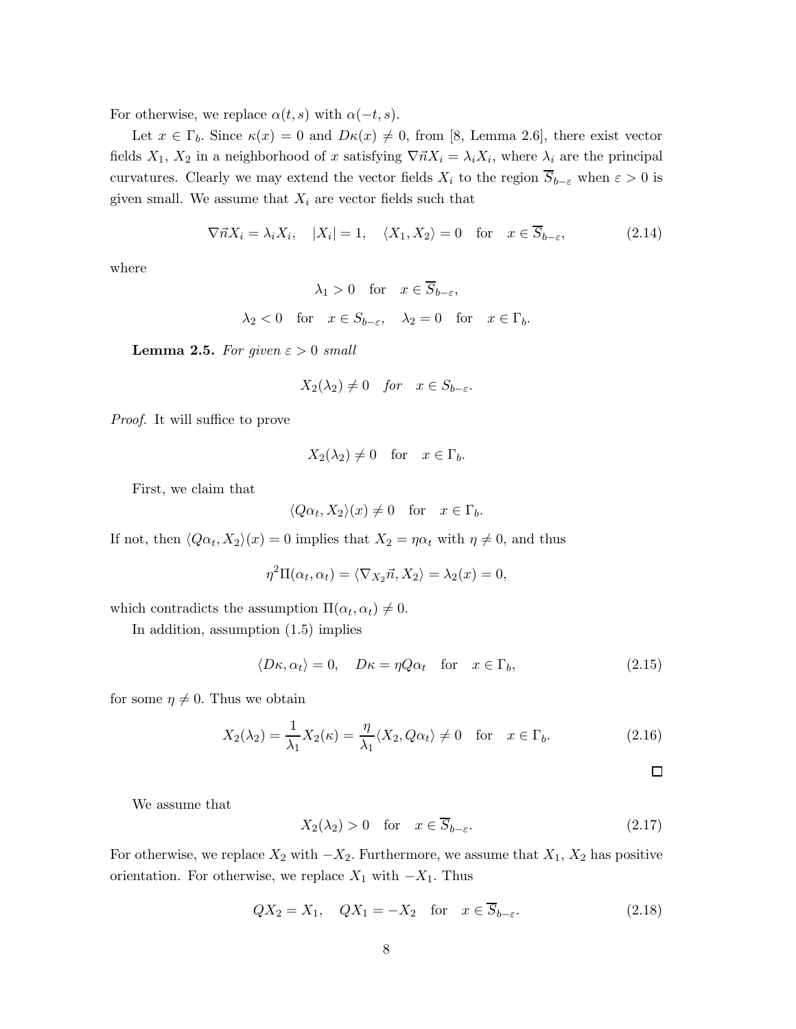For otherwise, we replace $\alpha(t,s)$ with $\alpha(-t,s)$.

Let $x \in \Gamma_b$. Since $\kappa(x) = 0$ and $D\kappa(x) \neq 0$, from [8, Lemma 2.6], there exist vector fields $X_1$, $X_2$ in a neighborhood of $x$ satisfying $\nabla\vec{n}X_i = \lambda_i X_i$, where $\lambda_i$ are the principal curvatures. Clearly we may extend the vector fields $X_i$ to the region $\overline{S}_{b-\varepsilon}$ when $\varepsilon > 0$ is given small. We assume that $X_i$ are vector fields such that

$$\nabla\vec{n}X_i = \lambda_i X_i, \quad |X_i| = 1, \quad \langle X_1, X_2\rangle = 0 \quad \text{for} \quad x \in \overline{S}_{b-\varepsilon}, \tag{2.14}$$

where

$$\lambda_1 > 0 \quad \text{for} \quad x \in \overline{S}_{b-\varepsilon},$$

$$\lambda_2 < 0 \quad \text{for} \quad x \in S_{b-\varepsilon}, \quad \lambda_2 = 0 \quad \text{for} \quad x \in \Gamma_b.$$

**Lemma 2.5.** *For given $\varepsilon > 0$ small*

$$X_2(\lambda_2) \neq 0 \quad \textit{for} \quad x \in S_{b-\varepsilon}.$$

*Proof.* It will suffice to prove

$$X_2(\lambda_2) \neq 0 \quad \text{for} \quad x \in \Gamma_b.$$

First, we claim that

$$\langle Q\alpha_t, X_2\rangle(x) \neq 0 \quad \text{for} \quad x \in \Gamma_b.$$

If not, then $\langle Q\alpha_t, X_2\rangle(x) = 0$ implies that $X_2 = \eta\alpha_t$ with $\eta \neq 0$, and thus

$$\eta^2 \Pi(\alpha_t, \alpha_t) = \langle \nabla_{X_2}\vec{n}, X_2\rangle = \lambda_2(x) = 0,$$

which contradicts the assumption $\Pi(\alpha_t, \alpha_t) \neq 0$.

In addition, assumption (1.5) implies

$$\langle D\kappa, \alpha_t\rangle = 0, \quad D\kappa = \eta Q\alpha_t \quad \text{for} \quad x \in \Gamma_b, \tag{2.15}$$

for some $\eta \neq 0$. Thus we obtain

$$X_2(\lambda_2) = \frac{1}{\lambda_1}X_2(\kappa) = \frac{\eta}{\lambda_1}\langle X_2, Q\alpha_t\rangle \neq 0 \quad \text{for} \quad x \in \Gamma_b. \tag{2.16}$$

$\square$

We assume that

$$X_2(\lambda_2) > 0 \quad \text{for} \quad x \in \overline{S}_{b-\varepsilon}. \tag{2.17}$$

For otherwise, we replace $X_2$ with $-X_2$. Furthermore, we assume that $X_1$, $X_2$ has positive orientation. For otherwise, we replace $X_1$ with $-X_1$. Thus

$$QX_2 = X_1, \quad QX_1 = -X_2 \quad \text{for} \quad x \in \overline{S}_{b-\varepsilon}. \tag{2.18}$$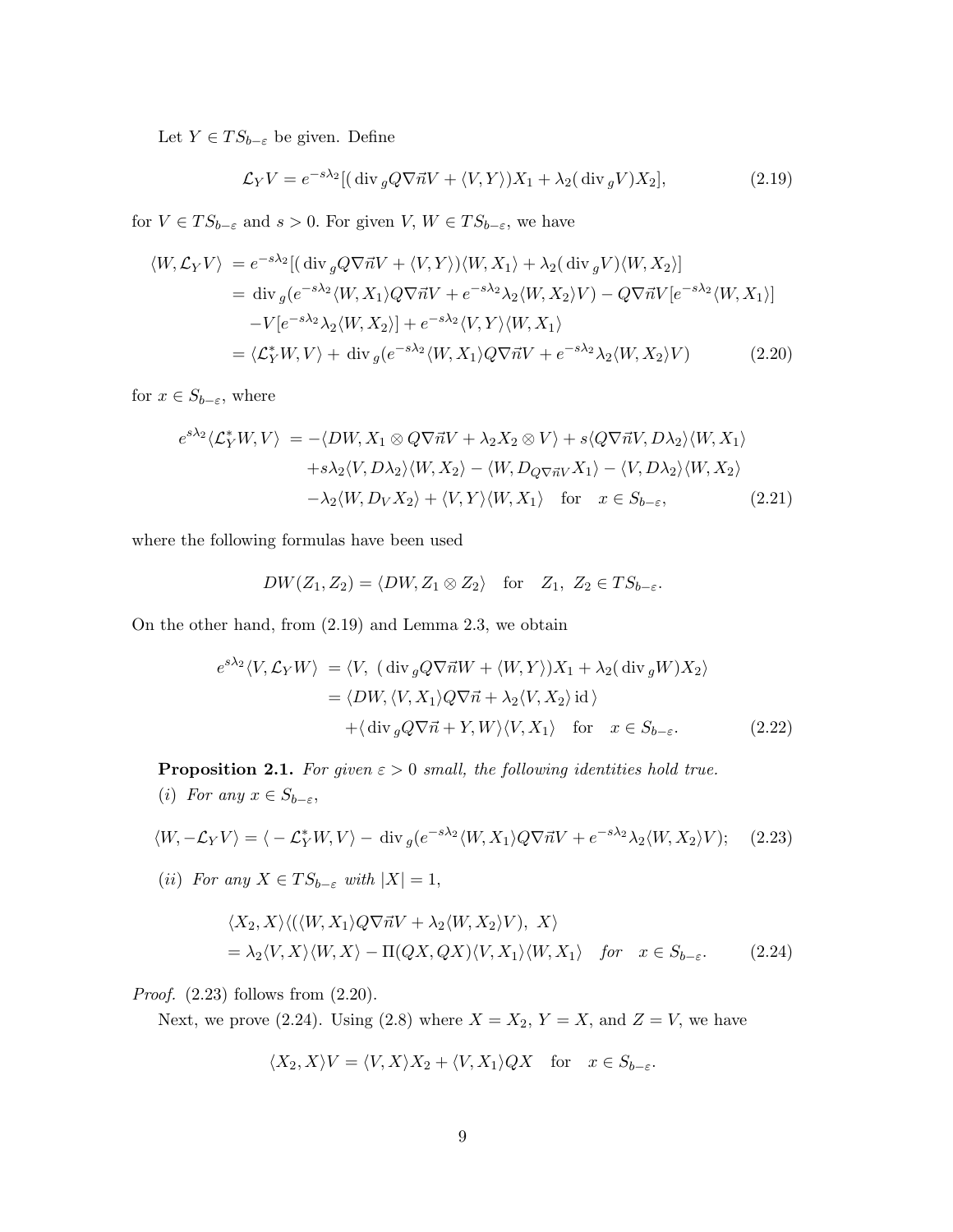Let $Y \in TS_{b-\varepsilon}$ be given. Define

$$\mathcal{L}_Y V = e^{-s\lambda_2}[(\operatorname{div}_g Q\nabla\vec{n}V + \langle V, Y\rangle)X_1 + \lambda_2(\operatorname{div}_g V)X_2], \tag{2.19}$$

for $V \in TS_{b-\varepsilon}$ and $s > 0$. For given $V$, $W \in TS_{b-\varepsilon}$, we have

$$\begin{aligned}
\langle W, \mathcal{L}_Y V\rangle &= e^{-s\lambda_2}[(\operatorname{div}_g Q\nabla\vec{n}V + \langle V, Y\rangle)\langle W, X_1\rangle + \lambda_2(\operatorname{div}_g V)\langle W, X_2\rangle] \\
&= \operatorname{div}_g(e^{-s\lambda_2}\langle W, X_1\rangle Q\nabla\vec{n}V + e^{-s\lambda_2}\lambda_2\langle W, X_2\rangle V) - Q\nabla\vec{n}V[e^{-s\lambda_2}\langle W, X_1\rangle] \\
&\quad - V[e^{-s\lambda_2}\lambda_2\langle W, X_2\rangle] + e^{-s\lambda_2}\langle V, Y\rangle\langle W, X_1\rangle \\
&= \langle \mathcal{L}_Y^* W, V\rangle + \operatorname{div}_g(e^{-s\lambda_2}\langle W, X_1\rangle Q\nabla\vec{n}V + e^{-s\lambda_2}\lambda_2\langle W, X_2\rangle V)
\end{aligned} \tag{2.20}$$

for $x \in S_{b-\varepsilon}$, where

$$\begin{aligned}
e^{s\lambda_2}\langle \mathcal{L}_Y^* W, V\rangle &= -\langle DW, X_1 \otimes Q\nabla\vec{n}V + \lambda_2 X_2 \otimes V\rangle + s\langle Q\nabla\vec{n}V, D\lambda_2\rangle\langle W, X_1\rangle \\
&\quad + s\lambda_2\langle V, D\lambda_2\rangle\langle W, X_2\rangle - \langle W, D_{Q\nabla\vec{n}V}X_1\rangle - \langle V, D\lambda_2\rangle\langle W, X_2\rangle \\
&\quad - \lambda_2\langle W, D_V X_2\rangle + \langle V, Y\rangle\langle W, X_1\rangle \quad \text{for} \quad x \in S_{b-\varepsilon},
\end{aligned} \tag{2.21}$$

where the following formulas have been used

$$DW(Z_1, Z_2) = \langle DW, Z_1 \otimes Z_2\rangle \quad \text{for} \quad Z_1,\ Z_2 \in TS_{b-\varepsilon}.$$

On the other hand, from (2.19) and Lemma 2.3, we obtain

$$\begin{aligned}
e^{s\lambda_2}\langle V, \mathcal{L}_Y W\rangle &= \langle V,\ (\operatorname{div}_g Q\nabla\vec{n}W + \langle W, Y\rangle)X_1 + \lambda_2(\operatorname{div}_g W)X_2\rangle \\
&= \langle DW, \langle V, X_1\rangle Q\nabla\vec{n} + \lambda_2\langle V, X_2\rangle \operatorname{id}\rangle \\
&\quad + \langle \operatorname{div}_g Q\nabla\vec{n} + Y, W\rangle\langle V, X_1\rangle \quad \text{for} \quad x \in S_{b-\varepsilon}.
\end{aligned} \tag{2.22}$$

**Proposition 2.1.** *For given $\varepsilon > 0$ small, the following identities hold true.*

*(i) For any $x \in S_{b-\varepsilon}$,*

$$\langle W, -\mathcal{L}_Y V\rangle = \langle -\mathcal{L}_Y^* W, V\rangle - \operatorname{div}_g(e^{-s\lambda_2}\langle W, X_1\rangle Q\nabla\vec{n}V + e^{-s\lambda_2}\lambda_2\langle W, X_2\rangle V); \tag{2.23}$$

*(ii) For any $X \in TS_{b-\varepsilon}$ with $|X| = 1$,*

$$\begin{aligned}
&\langle X_2, X\rangle\langle(\langle W, X_1\rangle Q\nabla\vec{n}V + \lambda_2\langle W, X_2\rangle V),\ X\rangle \\
&= \lambda_2\langle V, X\rangle\langle W, X\rangle - \Pi(QX, QX)\langle V, X_1\rangle\langle W, X_1\rangle \quad \textit{for} \quad x \in S_{b-\varepsilon}.
\end{aligned} \tag{2.24}$$

*Proof.* (2.23) follows from (2.20).

Next, we prove (2.24). Using (2.8) where $X = X_2$, $Y = X$, and $Z = V$, we have

$$\langle X_2, X\rangle V = \langle V, X\rangle X_2 + \langle V, X_1\rangle QX \quad \text{for} \quad x \in S_{b-\varepsilon}.$$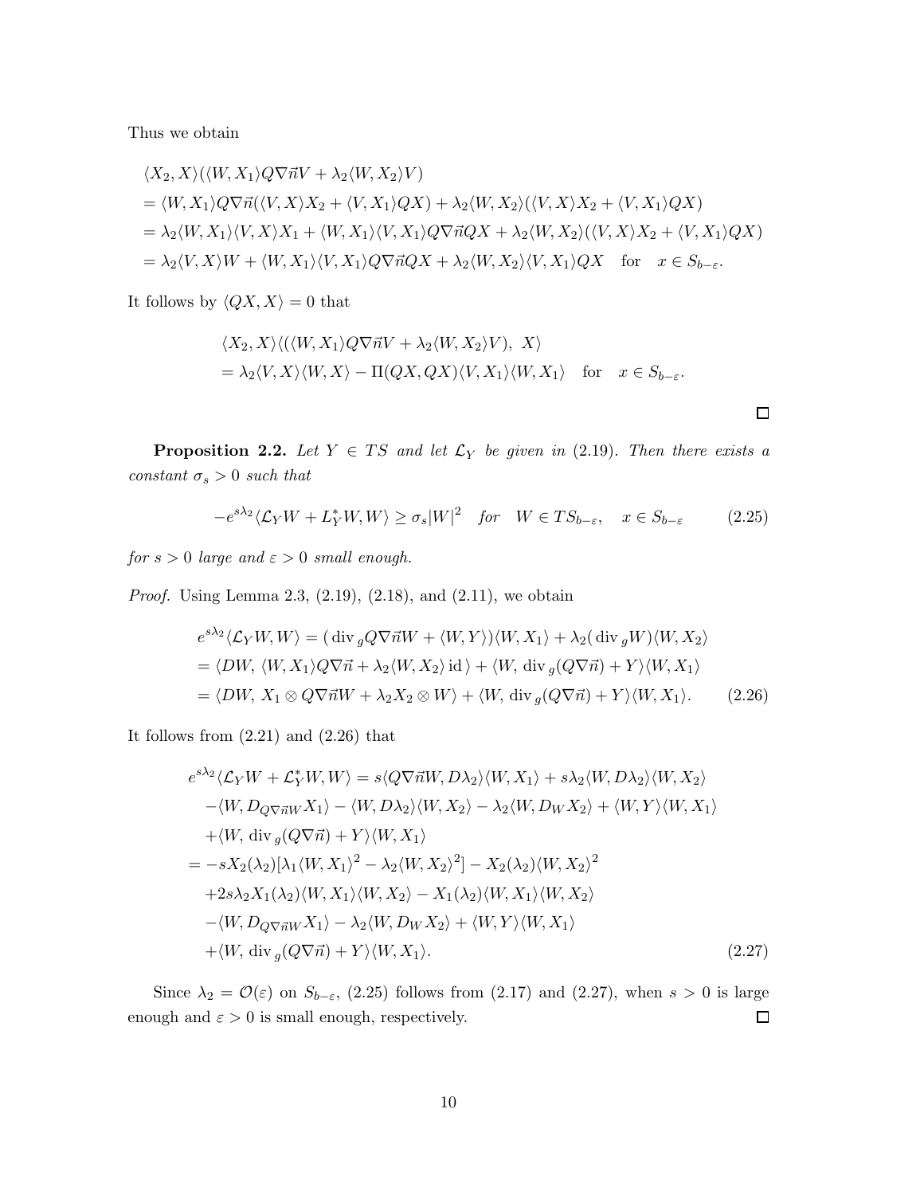Thus we obtain

$$
\begin{aligned}
&\langle X_2, X\rangle(\langle W, X_1\rangle Q\nabla\vec{n}V + \lambda_2\langle W, X_2\rangle V)\\
&= \langle W, X_1\rangle Q\nabla\vec{n}(\langle V, X\rangle X_2 + \langle V, X_1\rangle QX) + \lambda_2\langle W, X_2\rangle(\langle V, X\rangle X_2 + \langle V, X_1\rangle QX)\\
&= \lambda_2\langle W, X_1\rangle\langle V, X\rangle X_1 + \langle W, X_1\rangle\langle V, X_1\rangle Q\nabla\vec{n}QX + \lambda_2\langle W, X_2\rangle(\langle V, X\rangle X_2 + \langle V, X_1\rangle QX)\\
&= \lambda_2\langle V, X\rangle W + \langle W, X_1\rangle\langle V, X_1\rangle Q\nabla\vec{n}QX + \lambda_2\langle W, X_2\rangle\langle V, X_1\rangle QX \quad \text{for} \quad x \in S_{b-\varepsilon}.
\end{aligned}
$$

It follows by $\langle QX, X\rangle = 0$ that

$$
\begin{aligned}
&\langle X_2, X\rangle\langle((\langle W, X_1\rangle Q\nabla\vec{n}V + \lambda_2\langle W, X_2\rangle V),\ X\rangle\\
&= \lambda_2\langle V, X\rangle\langle W, X\rangle - \Pi(QX, QX)\langle V, X_1\rangle\langle W, X_1\rangle \quad \text{for} \quad x \in S_{b-\varepsilon}.
\end{aligned}
$$

□

**Proposition 2.2.** *Let $Y \in TS$ and let $\mathcal{L}_Y$ be given in (2.19). Then there exists a constant $\sigma_s > 0$ such that*

$$
-e^{s\lambda_2}\langle \mathcal{L}_Y W + L_Y^* W, W\rangle \geq \sigma_s|W|^2 \quad \textit{for} \quad W \in TS_{b-\varepsilon}, \quad x \in S_{b-\varepsilon} \tag{2.25}
$$

*for $s > 0$ large and $\varepsilon > 0$ small enough.*

*Proof.* Using Lemma 2.3, (2.19), (2.18), and (2.11), we obtain

$$
\begin{aligned}
e^{s\lambda_2}\langle \mathcal{L}_Y W, W\rangle &= (\operatorname{div}_g Q\nabla\vec{n}W + \langle W, Y\rangle)\langle W, X_1\rangle + \lambda_2(\operatorname{div}_g W)\langle W, X_2\rangle\\
&= \langle DW,\ \langle W, X_1\rangle Q\nabla\vec{n} + \lambda_2\langle W, X_2\rangle \operatorname{id}\rangle + \langle W,\ \operatorname{div}_g(Q\nabla\vec{n}) + Y\rangle\langle W, X_1\rangle\\
&= \langle DW,\ X_1 \otimes Q\nabla\vec{n}W + \lambda_2 X_2 \otimes W\rangle + \langle W,\ \operatorname{div}_g(Q\nabla\vec{n}) + Y\rangle\langle W, X_1\rangle.
\end{aligned} \tag{2.26}
$$

It follows from (2.21) and (2.26) that

$$
\begin{aligned}
e^{s\lambda_2}\langle \mathcal{L}_Y W + \mathcal{L}_Y^* W, W\rangle &= s\langle Q\nabla\vec{n}W, D\lambda_2\rangle\langle W, X_1\rangle + s\lambda_2\langle W, D\lambda_2\rangle\langle W, X_2\rangle\\
&\quad -\langle W, D_{Q\nabla\vec{n}W}X_1\rangle - \langle W, D\lambda_2\rangle\langle W, X_2\rangle - \lambda_2\langle W, D_W X_2\rangle + \langle W, Y\rangle\langle W, X_1\rangle\\
&\quad +\langle W,\ \operatorname{div}_g(Q\nabla\vec{n}) + Y\rangle\langle W, X_1\rangle\\
&= -sX_2(\lambda_2)[\lambda_1\langle W, X_1\rangle^2 - \lambda_2\langle W, X_2\rangle^2] - X_2(\lambda_2)\langle W, X_2\rangle^2\\
&\quad +2s\lambda_2 X_1(\lambda_2)\langle W, X_1\rangle\langle W, X_2\rangle - X_1(\lambda_2)\langle W, X_1\rangle\langle W, X_2\rangle\\
&\quad -\langle W, D_{Q\nabla\vec{n}W}X_1\rangle - \lambda_2\langle W, D_W X_2\rangle + \langle W, Y\rangle\langle W, X_1\rangle\\
&\quad +\langle W,\ \operatorname{div}_g(Q\nabla\vec{n}) + Y\rangle\langle W, X_1\rangle.
\end{aligned} \tag{2.27}
$$

Since $\lambda_2 = \mathcal{O}(\varepsilon)$ on $S_{b-\varepsilon}$, (2.25) follows from (2.17) and (2.27), when $s > 0$ is large enough and $\varepsilon > 0$ is small enough, respectively. □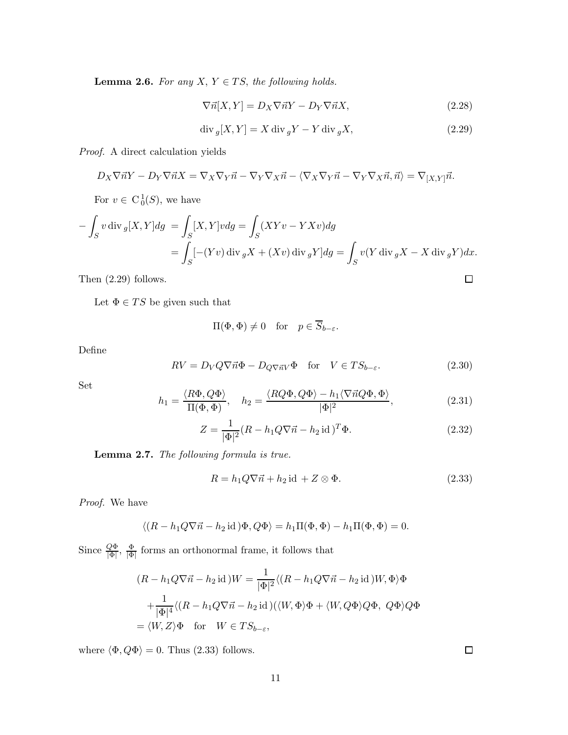**Lemma 2.6.** *For any $X$, $Y \in TS$, the following holds.*

$$\nabla\vec{n}[X,Y] = D_X\nabla\vec{n}Y - D_Y\nabla\vec{n}X, \tag{2.28}$$

$$\operatorname{div}_g[X,Y] = X\operatorname{div}_g Y - Y\operatorname{div}_g X, \tag{2.29}$$

*Proof.* A direct calculation yields

$$D_X\nabla\vec{n}Y - D_Y\nabla\vec{n}X = \nabla_X\nabla_Y\vec{n} - \nabla_Y\nabla_X\vec{n} - \langle\nabla_X\nabla_Y\vec{n} - \nabla_Y\nabla_X\vec{n},\vec{n}\rangle = \nabla_{[X,Y]}\vec{n}.$$

For $v \in \mathrm{C}_0^1(S)$, we have

$$\begin{aligned}
-\int_S v\operatorname{div}_g[X,Y]dg &= \int_S [X,Y]vdg = \int_S (XYv - YXv)dg \\
&= \int_S [-(Yv)\operatorname{div}_g X + (Xv)\operatorname{div}_g Y]dg = \int_S v(Y\operatorname{div}_g X - X\operatorname{div}_g Y)dx.
\end{aligned}$$

Then (2.29) follows. □

Let $\Phi \in TS$ be given such that

$$\Pi(\Phi,\Phi) \neq 0 \quad \text{for} \quad p \in \overline{S}_{b-\varepsilon}.$$

Define

$$RV = D_V Q\nabla\vec{n}\Phi - D_{Q\nabla\vec{n}V}\Phi \quad \text{for} \quad V \in TS_{b-\varepsilon}. \tag{2.30}$$

Set

$$h_1 = \frac{\langle R\Phi, Q\Phi\rangle}{\Pi(\Phi,\Phi)}, \quad h_2 = \frac{\langle RQ\Phi, Q\Phi\rangle - h_1\langle\nabla\vec{n}Q\Phi,\Phi\rangle}{|\Phi|^2}, \tag{2.31}$$

$$Z = \frac{1}{|\Phi|^2}(R - h_1 Q\nabla\vec{n} - h_2\,\mathrm{id}\,)^T\Phi. \tag{2.32}$$

**Lemma 2.7.** *The following formula is true.*

$$R = h_1 Q\nabla\vec{n} + h_2\,\mathrm{id}\, + Z\otimes\Phi. \tag{2.33}$$

*Proof.* We have

$$\langle(R - h_1 Q\nabla\vec{n} - h_2\,\mathrm{id}\,)\Phi, Q\Phi\rangle = h_1\Pi(\Phi,\Phi) - h_1\Pi(\Phi,\Phi) = 0.$$

Since $\frac{Q\Phi}{|\Phi|}$, $\frac{\Phi}{|\Phi|}$ forms an orthonormal frame, it follows that

$$\begin{aligned}
&(R - h_1 Q\nabla\vec{n} - h_2\,\mathrm{id}\,)W = \frac{1}{|\Phi|^2}\langle(R - h_1 Q\nabla\vec{n} - h_2\,\mathrm{id}\,)W,\Phi\rangle\Phi \\
&\quad + \frac{1}{|\Phi|^4}\langle(R - h_1 Q\nabla\vec{n} - h_2\,\mathrm{id}\,)(\langle W,\Phi\rangle\Phi + \langle W, Q\Phi\rangle Q\Phi,\ Q\Phi\rangle Q\Phi \\
&= \langle W, Z\rangle\Phi \quad \text{for} \quad W \in TS_{b-\varepsilon},
\end{aligned}$$

where $\langle\Phi, Q\Phi\rangle = 0$. Thus (2.33) follows. □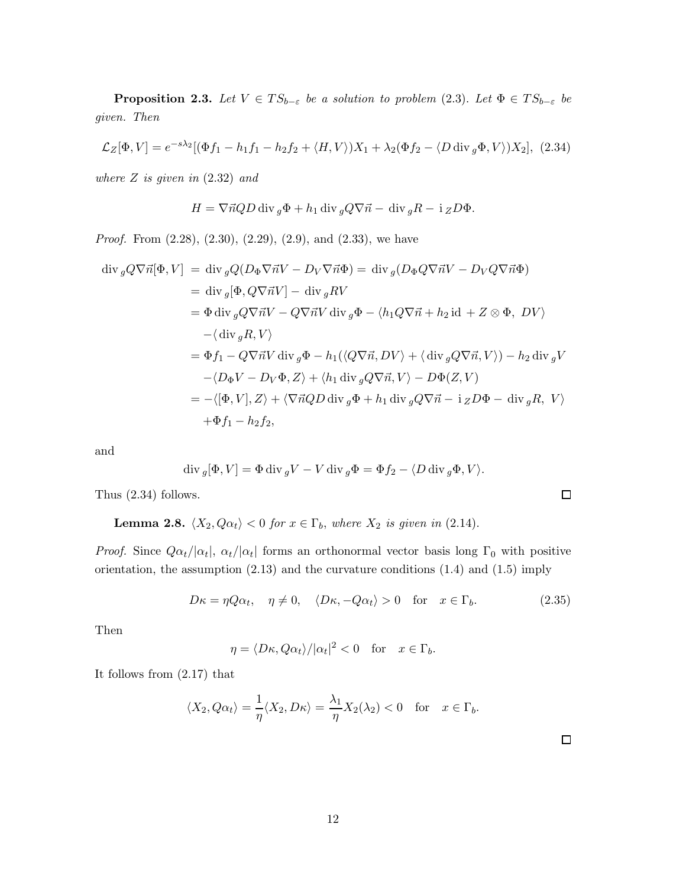**Proposition 2.3.** *Let $V \in TS_{b-\varepsilon}$ be a solution to problem* (2.3). *Let $\Phi \in TS_{b-\varepsilon}$ be given. Then*

$$\mathcal{L}_Z[\Phi, V] = e^{-s\lambda_2}[(\Phi f_1 - h_1 f_1 - h_2 f_2 + \langle H, V\rangle)X_1 + \lambda_2(\Phi f_2 - \langle D \operatorname{div}_g \Phi, V\rangle)X_2], \tag{2.34}$$

*where $Z$ is given in* (2.32) *and*

$$H = \nabla\vec{n}QD \operatorname{div}_g\Phi + h_1 \operatorname{div}_g Q\nabla\vec{n} - \operatorname{div}_g R - \mathrm{i}_Z D\Phi.$$

*Proof.* From (2.28), (2.30), (2.29), (2.9), and (2.33), we have

$$\begin{aligned}
\operatorname{div}_g Q\nabla\vec{n}[\Phi, V] &= \operatorname{div}_g Q(D_\Phi\nabla\vec{n}V - D_V\nabla\vec{n}\Phi) = \operatorname{div}_g(D_\Phi Q\nabla\vec{n}V - D_V Q\nabla\vec{n}\Phi)\\
&= \operatorname{div}_g[\Phi, Q\nabla\vec{n}V] - \operatorname{div}_g RV\\
&= \Phi \operatorname{div}_g Q\nabla\vec{n}V - Q\nabla\vec{n}V \operatorname{div}_g\Phi - \langle h_1 Q\nabla\vec{n} + h_2\,\mathrm{id} + Z\otimes\Phi,\ DV\rangle\\
&\quad -\langle \operatorname{div}_g R, V\rangle\\
&= \Phi f_1 - Q\nabla\vec{n}V \operatorname{div}_g\Phi - h_1(\langle Q\nabla\vec{n}, DV\rangle + \langle \operatorname{div}_g Q\nabla\vec{n}, V\rangle) - h_2 \operatorname{div}_g V\\
&\quad -\langle D_\Phi V - D_V\Phi, Z\rangle + \langle h_1 \operatorname{div}_g Q\nabla\vec{n}, V\rangle - D\Phi(Z, V)\\
&= -\langle [\Phi, V], Z\rangle + \langle \nabla\vec{n}QD\operatorname{div}_g\Phi + h_1\operatorname{div}_g Q\nabla\vec{n} - \mathrm{i}_Z D\Phi - \operatorname{div}_g R,\ V\rangle\\
&\quad +\Phi f_1 - h_2 f_2,
\end{aligned}$$

and

$$\operatorname{div}_g[\Phi, V] = \Phi\operatorname{div}_g V - V\operatorname{div}_g\Phi = \Phi f_2 - \langle D\operatorname{div}_g\Phi, V\rangle.$$

Thus (2.34) follows. $\square$

**Lemma 2.8.** *$\langle X_2, Q\alpha_t\rangle < 0$ for $x \in \Gamma_b$, where $X_2$ is given in* (2.14).

*Proof.* Since $Q\alpha_t/|\alpha_t|$, $\alpha_t/|\alpha_t|$ forms an orthonormal vector basis long $\Gamma_0$ with positive orientation, the assumption (2.13) and the curvature conditions (1.4) and (1.5) imply

$$D\kappa = \eta Q\alpha_t, \quad \eta \neq 0, \quad \langle D\kappa, -Q\alpha_t\rangle > 0 \quad \text{for} \quad x \in \Gamma_b. \tag{2.35}$$

Then

$$\eta = \langle D\kappa, Q\alpha_t\rangle/|\alpha_t|^2 < 0 \quad \text{for} \quad x \in \Gamma_b.$$

It follows from (2.17) that

$$\langle X_2, Q\alpha_t\rangle = \frac{1}{\eta}\langle X_2, D\kappa\rangle = \frac{\lambda_1}{\eta}X_2(\lambda_2) < 0 \quad \text{for} \quad x \in \Gamma_b.$$

$\square$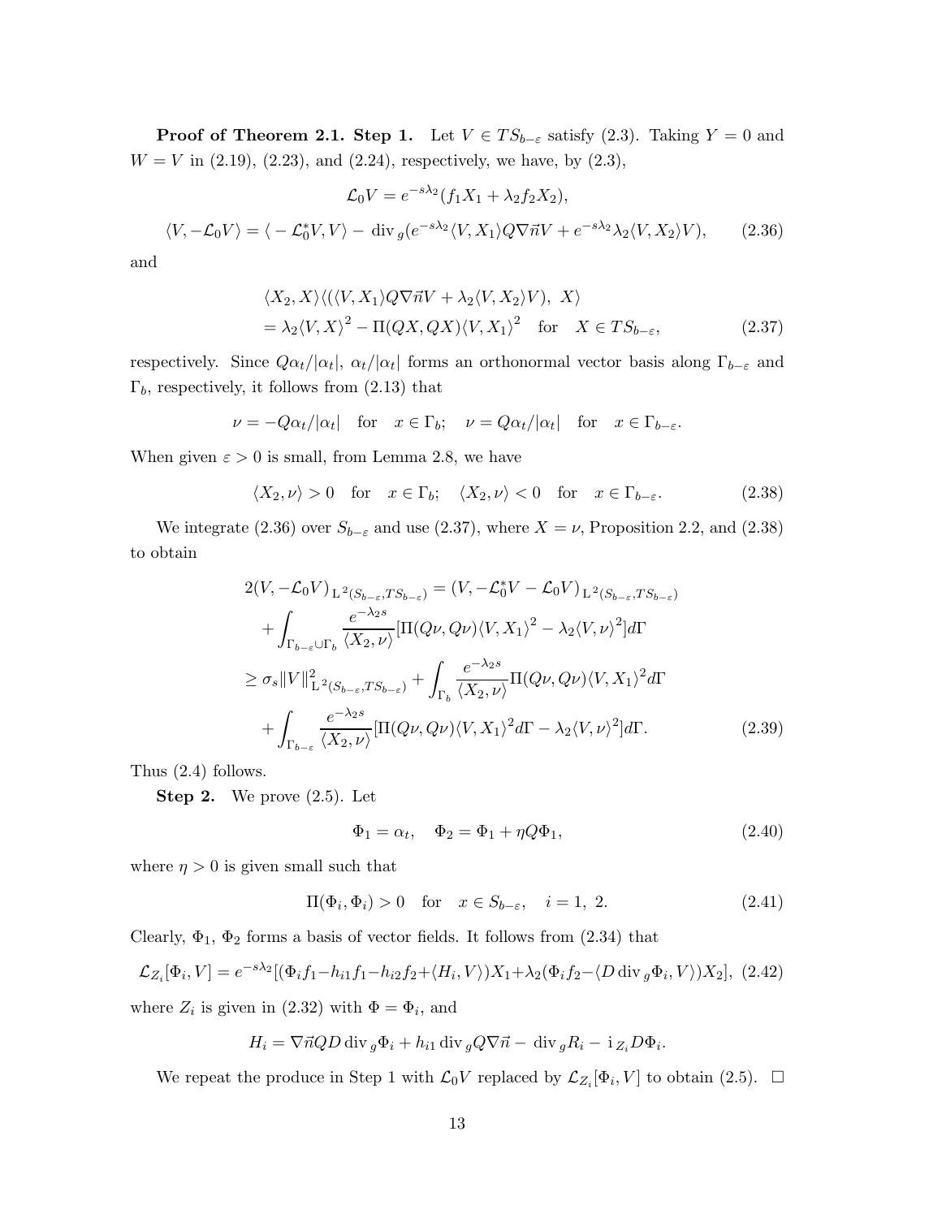**Proof of Theorem 2.1. Step 1.** Let $V \in TS_{b-\varepsilon}$ satisfy (2.3). Taking $Y = 0$ and $W = V$ in (2.19), (2.23), and (2.24), respectively, we have, by (2.3),

$$\mathcal{L}_0 V = e^{-s\lambda_2}(f_1 X_1 + \lambda_2 f_2 X_2),$$

$$\langle V, -\mathcal{L}_0 V\rangle = \langle -\mathcal{L}_0^* V, V\rangle - \operatorname{div}_g(e^{-s\lambda_2}\langle V, X_1\rangle Q\nabla\vec{n}V + e^{-s\lambda_2}\lambda_2\langle V, X_2\rangle V), \tag{2.36}$$

and

$$\begin{aligned}
&\langle X_2, X\rangle\langle(\langle V, X_1\rangle Q\nabla\vec{n}V + \lambda_2\langle V, X_2\rangle V),\ X\rangle \\
&= \lambda_2\langle V, X\rangle^2 - \Pi(QX, QX)\langle V, X_1\rangle^2 \quad \text{for} \quad X \in TS_{b-\varepsilon},
\end{aligned} \tag{2.37}$$

respectively. Since $Q\alpha_t/|\alpha_t|$, $\alpha_t/|\alpha_t|$ forms an orthonormal vector basis along $\Gamma_{b-\varepsilon}$ and $\Gamma_b$, respectively, it follows from (2.13) that

$$\nu = -Q\alpha_t/|\alpha_t| \quad \text{for} \quad x \in \Gamma_b; \quad \nu = Q\alpha_t/|\alpha_t| \quad \text{for} \quad x \in \Gamma_{b-\varepsilon}.$$

When given $\varepsilon > 0$ is small, from Lemma 2.8, we have

$$\langle X_2, \nu\rangle > 0 \quad \text{for} \quad x \in \Gamma_b; \quad \langle X_2, \nu\rangle < 0 \quad \text{for} \quad x \in \Gamma_{b-\varepsilon}. \tag{2.38}$$

We integrate (2.36) over $S_{b-\varepsilon}$ and use (2.37), where $X = \nu$, Proposition 2.2, and (2.38) to obtain

$$\begin{aligned}
&2(V, -\mathcal{L}_0 V)_{\mathrm{L}^2(S_{b-\varepsilon}, TS_{b-\varepsilon})} = (V, -\mathcal{L}_0^* V - \mathcal{L}_0 V)_{\mathrm{L}^2(S_{b-\varepsilon}, TS_{b-\varepsilon})} \\
&\quad + \int_{\Gamma_{b-\varepsilon}\cup\Gamma_b} \frac{e^{-\lambda_2 s}}{\langle X_2, \nu\rangle}[\Pi(Q\nu, Q\nu)\langle V, X_1\rangle^2 - \lambda_2\langle V, \nu\rangle^2] d\Gamma \\
&\geq \sigma_s \|V\|^2_{\mathrm{L}^2(S_{b-\varepsilon}, TS_{b-\varepsilon})} + \int_{\Gamma_b} \frac{e^{-\lambda_2 s}}{\langle X_2, \nu\rangle}\Pi(Q\nu, Q\nu)\langle V, X_1\rangle^2 d\Gamma \\
&\quad + \int_{\Gamma_{b-\varepsilon}} \frac{e^{-\lambda_2 s}}{\langle X_2, \nu\rangle}[\Pi(Q\nu, Q\nu)\langle V, X_1\rangle^2 d\Gamma - \lambda_2\langle V, \nu\rangle^2] d\Gamma.
\end{aligned} \tag{2.39}$$

Thus (2.4) follows.

**Step 2.** We prove (2.5). Let

$$\Phi_1 = \alpha_t, \quad \Phi_2 = \Phi_1 + \eta Q\Phi_1, \tag{2.40}$$

where $\eta > 0$ is given small such that

$$\Pi(\Phi_i, \Phi_i) > 0 \quad \text{for} \quad x \in S_{b-\varepsilon}, \quad i = 1,\ 2. \tag{2.41}$$

Clearly, $\Phi_1$, $\Phi_2$ forms a basis of vector fields. It follows from (2.34) that

$$\mathcal{L}_{Z_i}[\Phi_i, V] = e^{-s\lambda_2}[(\Phi_i f_1 - h_{i1} f_1 - h_{i2} f_2 + \langle H_i, V\rangle)X_1 + \lambda_2(\Phi_i f_2 - \langle D\operatorname{div}_g\Phi_i, V\rangle)X_2], \tag{2.42}$$

where $Z_i$ is given in (2.32) with $\Phi = \Phi_i$, and

$$H_i = \nabla\vec{n}QD\operatorname{div}_g\Phi_i + h_{i1}\operatorname{div}_g Q\nabla\vec{n} - \operatorname{div}_g R_i - \mathrm{i}_{Z_i} D\Phi_i.$$

We repeat the produce in Step 1 with $\mathcal{L}_0 V$ replaced by $\mathcal{L}_{Z_i}[\Phi_i, V]$ to obtain (2.5). $\square$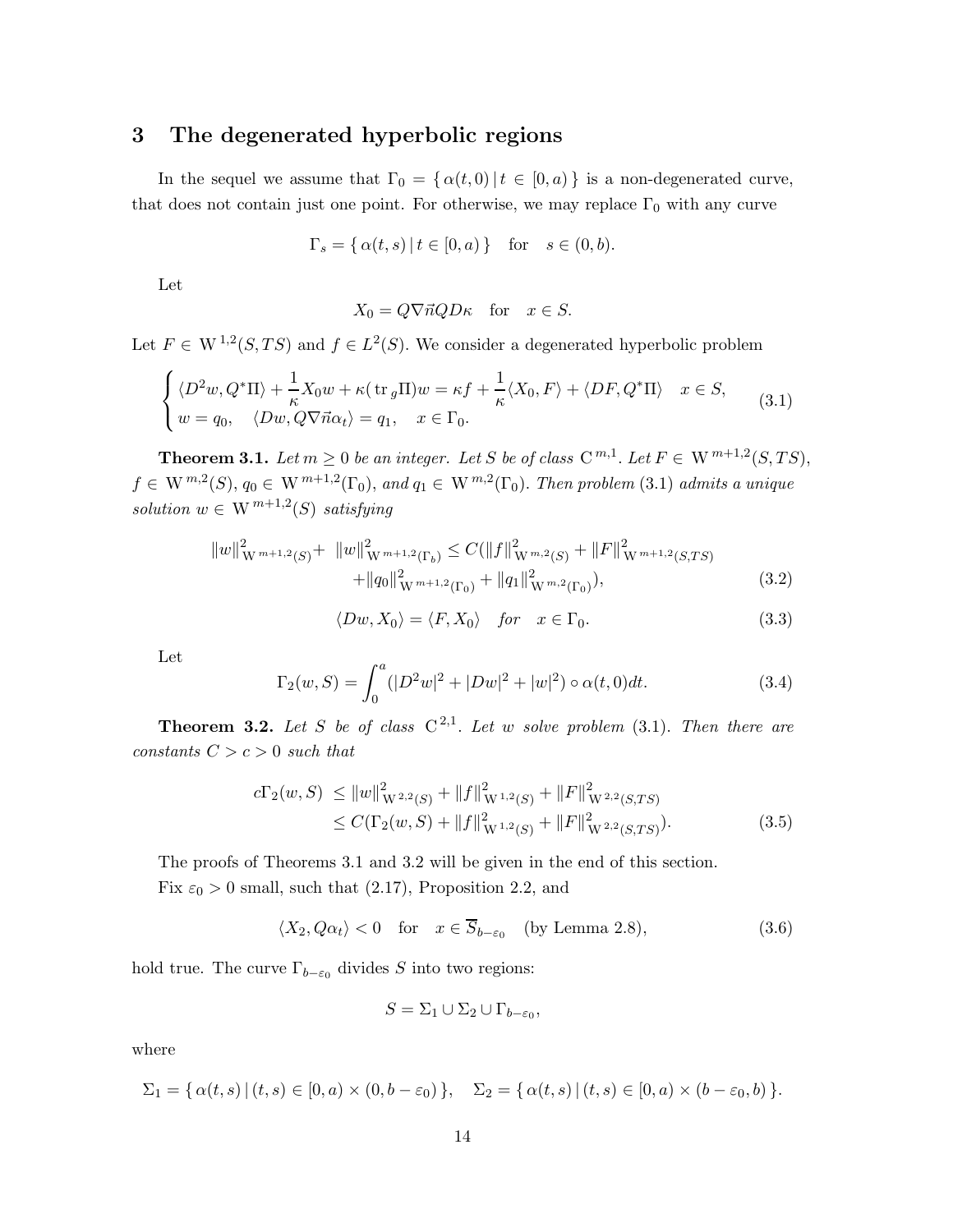## 3 The degenerated hyperbolic regions

In the sequel we assume that $\Gamma_0 = \{\,\alpha(t,0)\,|\,t \in [0,a)\,\}$ is a non-degenerated curve, that does not contain just one point. For otherwise, we may replace $\Gamma_0$ with any curve

$$\Gamma_s = \{\,\alpha(t,s)\,|\,t \in [0,a)\,\} \quad \text{for} \quad s \in (0,b).$$

Let

$$X_0 = Q\nabla\vec{n}QD\kappa \quad \text{for} \quad x \in S.$$

Let $F \in \mathrm{W}^{1,2}(S,TS)$ and $f \in L^2(S)$. We consider a degenerated hyperbolic problem

$$\begin{cases} \langle D^2w, Q^*\Pi\rangle + \dfrac{1}{\kappa}X_0w + \kappa(\operatorname{tr}_g\Pi)w = \kappa f + \dfrac{1}{\kappa}\langle X_0, F\rangle + \langle DF, Q^*\Pi\rangle \quad x \in S, \\ w = q_0, \quad \langle Dw, Q\nabla\vec{n}\alpha_t\rangle = q_1, \quad x \in \Gamma_0. \end{cases} \tag{3.1}$$

**Theorem 3.1.** *Let $m \geq 0$ be an integer. Let $S$ be of class $\mathrm{C}^{m,1}$. Let $F \in \mathrm{W}^{m+1,2}(S,TS)$, $f \in \mathrm{W}^{m,2}(S)$, $q_0 \in \mathrm{W}^{m+1,2}(\Gamma_0)$, and $q_1 \in \mathrm{W}^{m,2}(\Gamma_0)$. Then problem* (3.1) *admits a unique solution $w \in \mathrm{W}^{m+1,2}(S)$ satisfying*

$$\begin{aligned} \|w\|^2_{\mathrm{W}^{m+1,2}(S)} + \|w\|^2_{\mathrm{W}^{m+1,2}(\Gamma_b)} \leq C(&\|f\|^2_{\mathrm{W}^{m,2}(S)} + \|F\|^2_{\mathrm{W}^{m+1,2}(S,TS)} \\ &+ \|q_0\|^2_{\mathrm{W}^{m+1,2}(\Gamma_0)} + \|q_1\|^2_{\mathrm{W}^{m,2}(\Gamma_0)}), \end{aligned} \tag{3.2}$$

$$\langle Dw, X_0\rangle = \langle F, X_0\rangle \quad \textit{for} \quad x \in \Gamma_0. \tag{3.3}$$

Let

$$\Gamma_2(w,S) = \int_0^a (|D^2w|^2 + |Dw|^2 + |w|^2)\circ\alpha(t,0)dt. \tag{3.4}$$

**Theorem 3.2.** *Let $S$ be of class $\mathrm{C}^{2,1}$. Let $w$ solve problem* (3.1)*. Then there are constants $C > c > 0$ such that*

$$\begin{aligned} c\Gamma_2(w,S) &\leq \|w\|^2_{\mathrm{W}^{2,2}(S)} + \|f\|^2_{\mathrm{W}^{1,2}(S)} + \|F\|^2_{\mathrm{W}^{2,2}(S,TS)} \\ &\leq C(\Gamma_2(w,S) + \|f\|^2_{\mathrm{W}^{1,2}(S)} + \|F\|^2_{\mathrm{W}^{2,2}(S,TS)}). \end{aligned} \tag{3.5}$$

The proofs of Theorems 3.1 and 3.2 will be given in the end of this section.

Fix $\varepsilon_0 > 0$ small, such that (2.17), Proposition 2.2, and

$$\langle X_2, Q\alpha_t\rangle < 0 \quad \text{for} \quad x \in \overline{S}_{b-\varepsilon_0} \quad \text{(by Lemma 2.8)}, \tag{3.6}$$

hold true. The curve $\Gamma_{b-\varepsilon_0}$ divides $S$ into two regions:

$$S = \Sigma_1 \cup \Sigma_2 \cup \Gamma_{b-\varepsilon_0},$$

where

$$\Sigma_1 = \{\,\alpha(t,s)\,|\,(t,s) \in [0,a) \times (0, b-\varepsilon_0)\,\}, \quad \Sigma_2 = \{\,\alpha(t,s)\,|\,(t,s) \in [0,a) \times (b-\varepsilon_0, b)\,\}.$$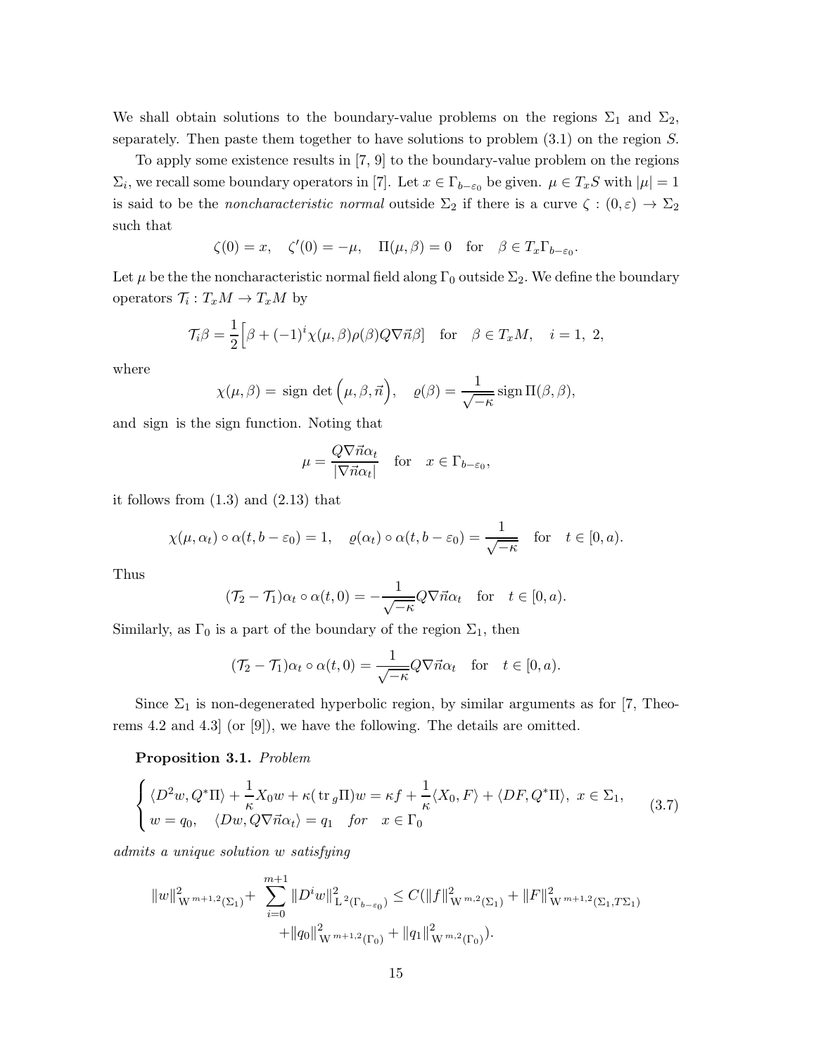We shall obtain solutions to the boundary-value problems on the regions $\Sigma_1$ and $\Sigma_2$, separately. Then paste them together to have solutions to problem (3.1) on the region $S$.

To apply some existence results in [7, 9] to the boundary-value problem on the regions $\Sigma_i$, we recall some boundary operators in [7]. Let $x \in \Gamma_{b-\varepsilon_0}$ be given. $\mu \in T_xS$ with $|\mu| = 1$ is said to be the *noncharacteristic normal* outside $\Sigma_2$ if there is a curve $\zeta : (0, \varepsilon) \to \Sigma_2$ such that

$$\zeta(0) = x, \quad \zeta'(0) = -\mu, \quad \Pi(\mu, \beta) = 0 \quad \text{for} \quad \beta \in T_x\Gamma_{b-\varepsilon_0}.$$

Let $\mu$ be the the noncharacteristic normal field along $\Gamma_0$ outside $\Sigma_2$. We define the boundary operators $\mathcal{T}_i : T_xM \to T_xM$ by

$$\mathcal{T}_i\beta = \frac{1}{2}\Big[\beta + (-1)^i\chi(\mu, \beta)\rho(\beta)Q\nabla\vec{n}\beta\Big] \quad \text{for} \quad \beta \in T_xM, \quad i = 1,\ 2,$$

where

$$\chi(\mu, \beta) = \text{ sign det}\Big(\mu, \beta, \vec{n}\Big), \quad \varrho(\beta) = \frac{1}{\sqrt{-\kappa}}\,\text{sign}\,\Pi(\beta, \beta),$$

and sign is the sign function. Noting that

$$\mu = \frac{Q\nabla\vec{n}\alpha_t}{|\nabla\vec{n}\alpha_t|} \quad \text{for} \quad x \in \Gamma_{b-\varepsilon_0},$$

it follows from (1.3) and (2.13) that

$$\chi(\mu, \alpha_t) \circ \alpha(t, b - \varepsilon_0) = 1, \quad \varrho(\alpha_t) \circ \alpha(t, b - \varepsilon_0) = \frac{1}{\sqrt{-\kappa}} \quad \text{for} \quad t \in [0, a).$$

Thus

$$(\mathcal{T}_2 - \mathcal{T}_1)\alpha_t \circ \alpha(t, 0) = -\frac{1}{\sqrt{-\kappa}}Q\nabla\vec{n}\alpha_t \quad \text{for} \quad t \in [0, a).$$

Similarly, as $\Gamma_0$ is a part of the boundary of the region $\Sigma_1$, then

$$(\mathcal{T}_2 - \mathcal{T}_1)\alpha_t \circ \alpha(t, 0) = \frac{1}{\sqrt{-\kappa}}Q\nabla\vec{n}\alpha_t \quad \text{for} \quad t \in [0, a).$$

Since $\Sigma_1$ is non-degenerated hyperbolic region, by similar arguments as for [7, Theorems 4.2 and 4.3] (or [9]), we have the following. The details are omitted.

**Proposition 3.1.** *Problem*

$$\begin{cases} \langle D^2w, Q^*\Pi\rangle + \dfrac{1}{\kappa}X_0w + \kappa(\,\text{tr}\,_g\Pi)w = \kappa f + \dfrac{1}{\kappa}\langle X_0, F\rangle + \langle DF, Q^*\Pi\rangle, \ x \in \Sigma_1, \\ w = q_0, \quad \langle Dw, Q\nabla\vec{n}\alpha_t\rangle = q_1 \quad \textit{for} \quad x \in \Gamma_0 \end{cases} \tag{3.7}$$

*admits a unique solution $w$ satisfying*

$$\|w\|^2_{\mathrm{W}^{m+1,2}(\Sigma_1)} + \sum_{i=0}^{m+1}\|D^iw\|^2_{\mathrm{L}^2(\Gamma_{b-\varepsilon_0})} \le C(\|f\|^2_{\mathrm{W}^{m,2}(\Sigma_1)} + \|F\|^2_{\mathrm{W}^{m+1,2}(\Sigma_1, T\Sigma_1)} + \|q_0\|^2_{\mathrm{W}^{m+1,2}(\Gamma_0)} + \|q_1\|^2_{\mathrm{W}^{m,2}(\Gamma_0)}).$$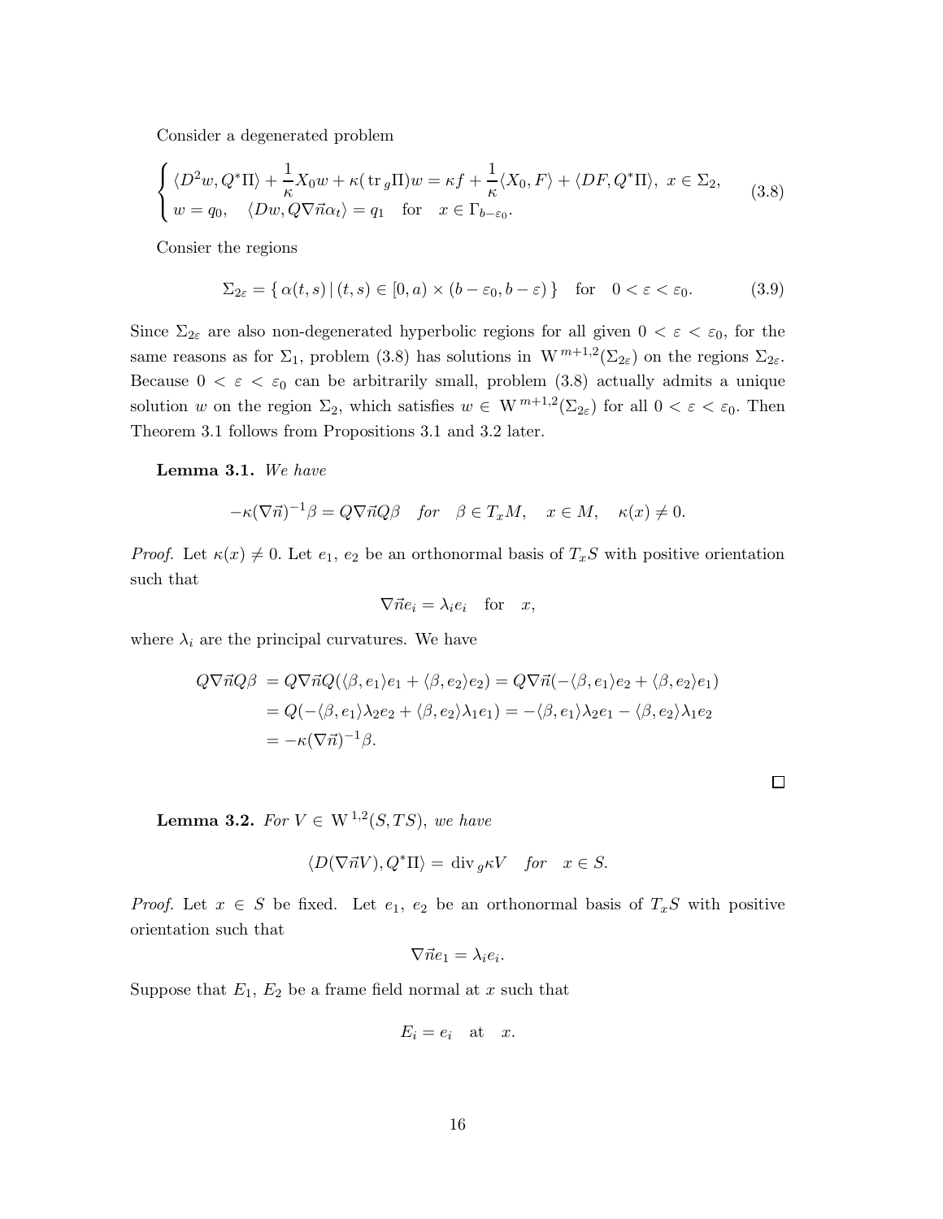Consider a degenerated problem

$$
\begin{cases} \langle D^2 w, Q^*\Pi\rangle + \dfrac{1}{\kappa}X_0 w + \kappa(\operatorname{tr}_g\Pi)w = \kappa f + \dfrac{1}{\kappa}\langle X_0, F\rangle + \langle DF, Q^*\Pi\rangle, \ x \in \Sigma_2, \\ w = q_0, \quad \langle Dw, Q\nabla\vec{n}\alpha_t\rangle = q_1 \quad \text{for} \quad x \in \Gamma_{b-\varepsilon_0}. \end{cases} \tag{3.8}
$$

Consier the regions

$$
\Sigma_{2\varepsilon} = \{\, \alpha(t,s) \,|\, (t,s) \in [0,a) \times (b-\varepsilon_0, b-\varepsilon)\,\} \quad \text{for} \quad 0 < \varepsilon < \varepsilon_0. \tag{3.9}
$$

Since $\Sigma_{2\varepsilon}$ are also non-degenerated hyperbolic regions for all given $0 < \varepsilon < \varepsilon_0$, for the same reasons as for $\Sigma_1$, problem (3.8) has solutions in $\mathrm{W}^{m+1,2}(\Sigma_{2\varepsilon})$ on the regions $\Sigma_{2\varepsilon}$. Because $0 < \varepsilon < \varepsilon_0$ can be arbitrarily small, problem (3.8) actually admits a unique solution $w$ on the region $\Sigma_2$, which satisfies $w \in \mathrm{W}^{m+1,2}(\Sigma_{2\varepsilon})$ for all $0 < \varepsilon < \varepsilon_0$. Then Theorem 3.1 follows from Propositions 3.1 and 3.2 later.

**Lemma 3.1.** *We have*

$$
-\kappa(\nabla\vec{n})^{-1}\beta = Q\nabla\vec{n}Q\beta \quad \textit{for} \quad \beta \in T_xM, \quad x \in M, \quad \kappa(x) \neq 0.
$$

*Proof.* Let $\kappa(x) \neq 0$. Let $e_1$, $e_2$ be an orthonormal basis of $T_xS$ with positive orientation such that

$$
\nabla\vec{n}e_i = \lambda_i e_i \quad \text{for} \quad x,
$$

where $\lambda_i$ are the principal curvatures. We have

$$
\begin{aligned}
Q\nabla\vec{n}Q\beta &= Q\nabla\vec{n}Q(\langle\beta, e_1\rangle e_1 + \langle\beta, e_2\rangle e_2) = Q\nabla\vec{n}(-\langle\beta, e_1\rangle e_2 + \langle\beta, e_2\rangle e_1) \\
&= Q(-\langle\beta, e_1\rangle\lambda_2 e_2 + \langle\beta, e_2\rangle\lambda_1 e_1) = -\langle\beta, e_1\rangle\lambda_2 e_1 - \langle\beta, e_2\rangle\lambda_1 e_2 \\
&= -\kappa(\nabla\vec{n})^{-1}\beta.
\end{aligned}
$$

□

**Lemma 3.2.** *For $V \in \mathrm{W}^{1,2}(S, TS)$, we have*

$$
\langle D(\nabla\vec{n}V), Q^*\Pi\rangle = \operatorname{div}_g \kappa V \quad \textit{for} \quad x \in S.
$$

*Proof.* Let $x \in S$ be fixed. Let $e_1$, $e_2$ be an orthonormal basis of $T_xS$ with positive orientation such that

$$
\nabla\vec{n}e_1 = \lambda_i e_i.
$$

Suppose that $E_1$, $E_2$ be a frame field normal at $x$ such that

$$
E_i = e_i \quad \text{at} \quad x.
$$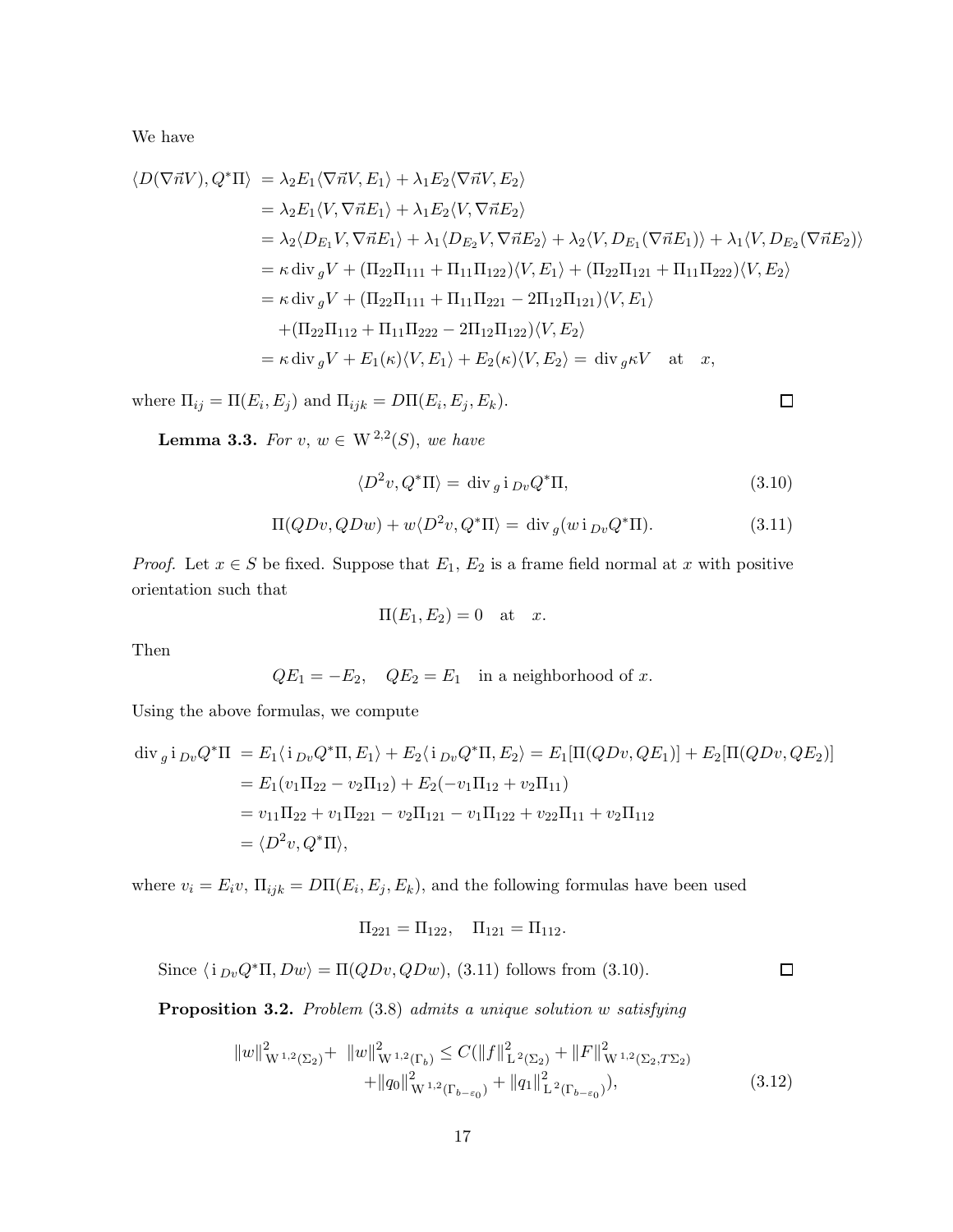We have

$$
\begin{aligned}
\langle D(\nabla\vec{n}V), Q^*\Pi\rangle &= \lambda_2 E_1\langle \nabla\vec{n}V, E_1\rangle + \lambda_1 E_2\langle \nabla\vec{n}V, E_2\rangle \\
&= \lambda_2 E_1\langle V, \nabla\vec{n}E_1\rangle + \lambda_1 E_2\langle V, \nabla\vec{n}E_2\rangle \\
&= \lambda_2\langle D_{E_1}V, \nabla\vec{n}E_1\rangle + \lambda_1\langle D_{E_2}V, \nabla\vec{n}E_2\rangle + \lambda_2\langle V, D_{E_1}(\nabla\vec{n}E_1)\rangle + \lambda_1\langle V, D_{E_2}(\nabla\vec{n}E_2)\rangle \\
&= \kappa \operatorname{div}_g V + (\Pi_{22}\Pi_{111} + \Pi_{11}\Pi_{122})\langle V, E_1\rangle + (\Pi_{22}\Pi_{121} + \Pi_{11}\Pi_{222})\langle V, E_2\rangle \\
&= \kappa \operatorname{div}_g V + (\Pi_{22}\Pi_{111} + \Pi_{11}\Pi_{221} - 2\Pi_{12}\Pi_{121})\langle V, E_1\rangle \\
&\quad + (\Pi_{22}\Pi_{112} + \Pi_{11}\Pi_{222} - 2\Pi_{12}\Pi_{122})\langle V, E_2\rangle \\
&= \kappa \operatorname{div}_g V + E_1(\kappa)\langle V, E_1\rangle + E_2(\kappa)\langle V, E_2\rangle = \operatorname{div}_g \kappa V \quad \text{at} \quad x,
\end{aligned}
$$

where $\Pi_{ij} = \Pi(E_i, E_j)$ and $\Pi_{ijk} = D\Pi(E_i, E_j, E_k)$. □

**Lemma 3.3.** *For $v$, $w \in \mathrm{W}^{2,2}(S)$, we have*

$$
\langle D^2 v, Q^*\Pi\rangle = \operatorname{div}_g \mathrm{i}_{Dv} Q^*\Pi, \tag{3.10}
$$

$$
\Pi(QDv, QDw) + w\langle D^2 v, Q^*\Pi\rangle = \operatorname{div}_g (w\,\mathrm{i}_{Dv} Q^*\Pi). \tag{3.11}
$$

*Proof.* Let $x \in S$ be fixed. Suppose that $E_1$, $E_2$ is a frame field normal at $x$ with positive orientation such that

$$
\Pi(E_1, E_2) = 0 \quad \text{at} \quad x.
$$

Then

$$
QE_1 = -E_2, \quad QE_2 = E_1 \quad \text{in a neighborhood of } x.
$$

Using the above formulas, we compute

$$
\begin{aligned}
\operatorname{div}_g \mathrm{i}_{Dv} Q^*\Pi &= E_1\langle \mathrm{i}_{Dv} Q^*\Pi, E_1\rangle + E_2\langle \mathrm{i}_{Dv} Q^*\Pi, E_2\rangle = E_1[\Pi(QDv, QE_1)] + E_2[\Pi(QDv, QE_2)] \\
&= E_1(v_1\Pi_{22} - v_2\Pi_{12}) + E_2(-v_1\Pi_{12} + v_2\Pi_{11}) \\
&= v_{11}\Pi_{22} + v_1\Pi_{221} - v_2\Pi_{121} - v_1\Pi_{122} + v_{22}\Pi_{11} + v_2\Pi_{112} \\
&= \langle D^2 v, Q^*\Pi\rangle,
\end{aligned}
$$

where $v_i = E_i v$, $\Pi_{ijk} = D\Pi(E_i, E_j, E_k)$, and the following formulas have been used

$$
\Pi_{221} = \Pi_{122}, \quad \Pi_{121} = \Pi_{112}.
$$

Since $\langle \mathrm{i}_{Dv} Q^*\Pi, Dw\rangle = \Pi(QDv, QDw)$, (3.11) follows from (3.10). □

**Proposition 3.2.** *Problem* (3.8) *admits a unique solution $w$ satisfying*

$$
\begin{aligned}
\|w\|^2_{\mathrm{W}^{1,2}(\Sigma_2)} + \|w\|^2_{\mathrm{W}^{1,2}(\Gamma_b)} \le C(&\|f\|^2_{\mathrm{L}^2(\Sigma_2)} + \|F\|^2_{\mathrm{W}^{1,2}(\Sigma_2, T\Sigma_2)} \\
&+ \|q_0\|^2_{\mathrm{W}^{1,2}(\Gamma_{b-\varepsilon_0})} + \|q_1\|^2_{\mathrm{L}^2(\Gamma_{b-\varepsilon_0})}),
\end{aligned} \tag{3.12}
$$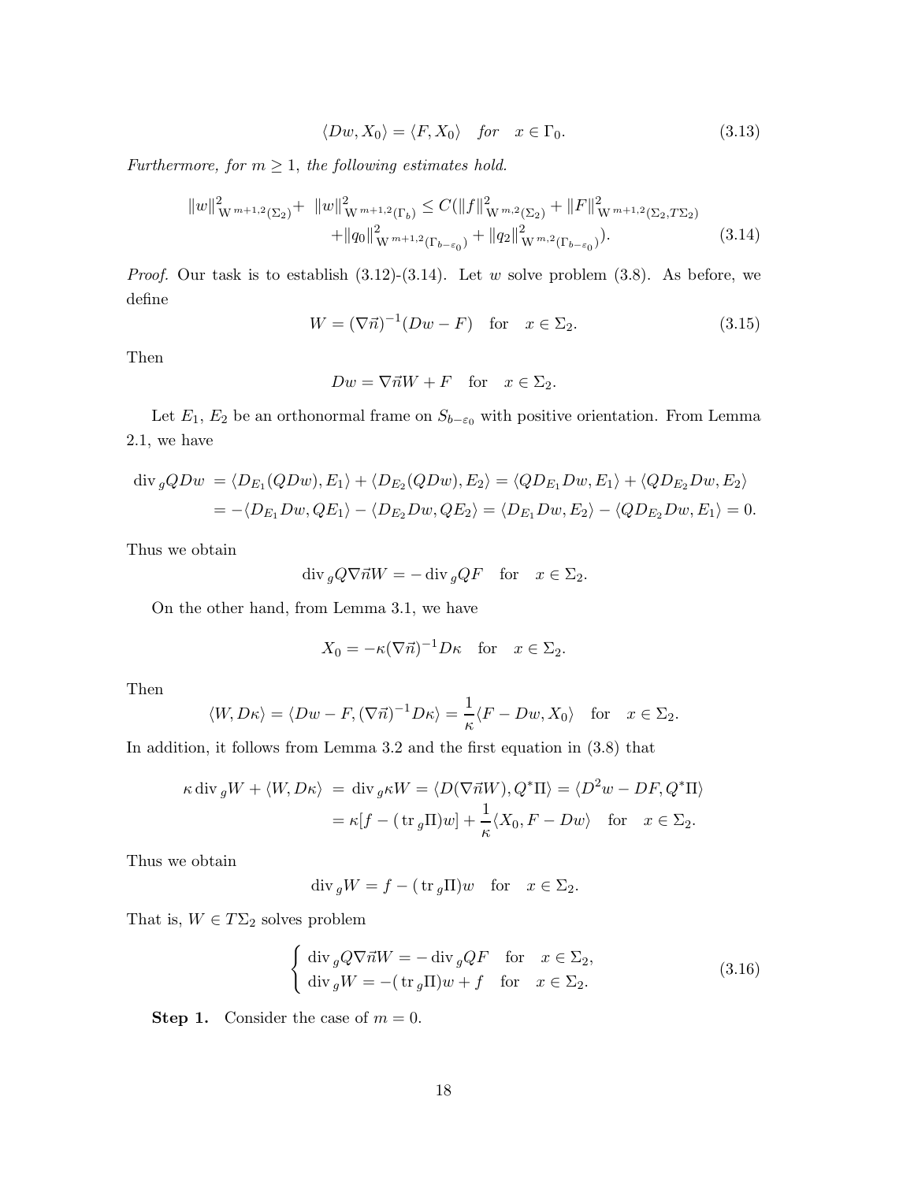$$\langle Dw, X_0 \rangle = \langle F, X_0 \rangle \quad \textit{for} \quad x \in \Gamma_0. \tag{3.13}$$

*Furthermore, for $m \geq 1$, the following estimates hold.*

$$\|w\|^2_{\mathrm{W}^{m+1,2}(\Sigma_2)} + \|w\|^2_{\mathrm{W}^{m+1,2}(\Gamma_b)} \leq C(\|f\|^2_{\mathrm{W}^{m,2}(\Sigma_2)} + \|F\|^2_{\mathrm{W}^{m+1,2}(\Sigma_2, T\Sigma_2)} + \|q_0\|^2_{\mathrm{W}^{m+1,2}(\Gamma_{b-\varepsilon_0})} + \|q_2\|^2_{\mathrm{W}^{m,2}(\Gamma_{b-\varepsilon_0})}). \tag{3.14}$$

*Proof.* Our task is to establish (3.12)-(3.14). Let $w$ solve problem (3.8). As before, we define

$$W = (\nabla \vec{n})^{-1}(Dw - F) \quad \text{for} \quad x \in \Sigma_2. \tag{3.15}$$

Then

$$Dw = \nabla \vec{n} W + F \quad \text{for} \quad x \in \Sigma_2.$$

Let $E_1$, $E_2$ be an orthonormal frame on $S_{b-\varepsilon_0}$ with positive orientation. From Lemma 2.1, we have

$$\begin{aligned} \operatorname{div}_g QDw &= \langle D_{E_1}(QDw), E_1 \rangle + \langle D_{E_2}(QDw), E_2 \rangle = \langle QD_{E_1}Dw, E_1 \rangle + \langle QD_{E_2}Dw, E_2 \rangle \\ &= -\langle D_{E_1}Dw, QE_1 \rangle - \langle D_{E_2}Dw, QE_2 \rangle = \langle D_{E_1}Dw, E_2 \rangle - \langle QD_{E_2}Dw, E_1 \rangle = 0. \end{aligned}$$

Thus we obtain

$$\operatorname{div}_g Q \nabla \vec{n} W = -\operatorname{div}_g QF \quad \text{for} \quad x \in \Sigma_2.$$

On the other hand, from Lemma 3.1, we have

$$X_0 = -\kappa (\nabla \vec{n})^{-1} D\kappa \quad \text{for} \quad x \in \Sigma_2.$$

Then

$$\langle W, D\kappa \rangle = \langle Dw - F, (\nabla \vec{n})^{-1} D\kappa \rangle = \frac{1}{\kappa} \langle F - Dw, X_0 \rangle \quad \text{for} \quad x \in \Sigma_2.$$

In addition, it follows from Lemma 3.2 and the first equation in (3.8) that

$$\begin{aligned} \kappa \operatorname{div}_g W + \langle W, D\kappa \rangle &= \operatorname{div}_g \kappa W = \langle D(\nabla \vec{n} W), Q^* \Pi \rangle = \langle D^2 w - DF, Q^* \Pi \rangle \\ &= \kappa [f - (\operatorname{tr}_g \Pi) w] + \frac{1}{\kappa} \langle X_0, F - Dw \rangle \quad \text{for} \quad x \in \Sigma_2. \end{aligned}$$

Thus we obtain

$$\operatorname{div}_g W = f - (\operatorname{tr}_g \Pi) w \quad \text{for} \quad x \in \Sigma_2.$$

That is, $W \in T\Sigma_2$ solves problem

$$\begin{cases} \operatorname{div}_g Q \nabla \vec{n} W = -\operatorname{div}_g QF & \text{for} \quad x \in \Sigma_2, \\ \operatorname{div}_g W = -(\operatorname{tr}_g \Pi) w + f & \text{for} \quad x \in \Sigma_2. \end{cases} \tag{3.16}$$

**Step 1.** Consider the case of $m = 0$.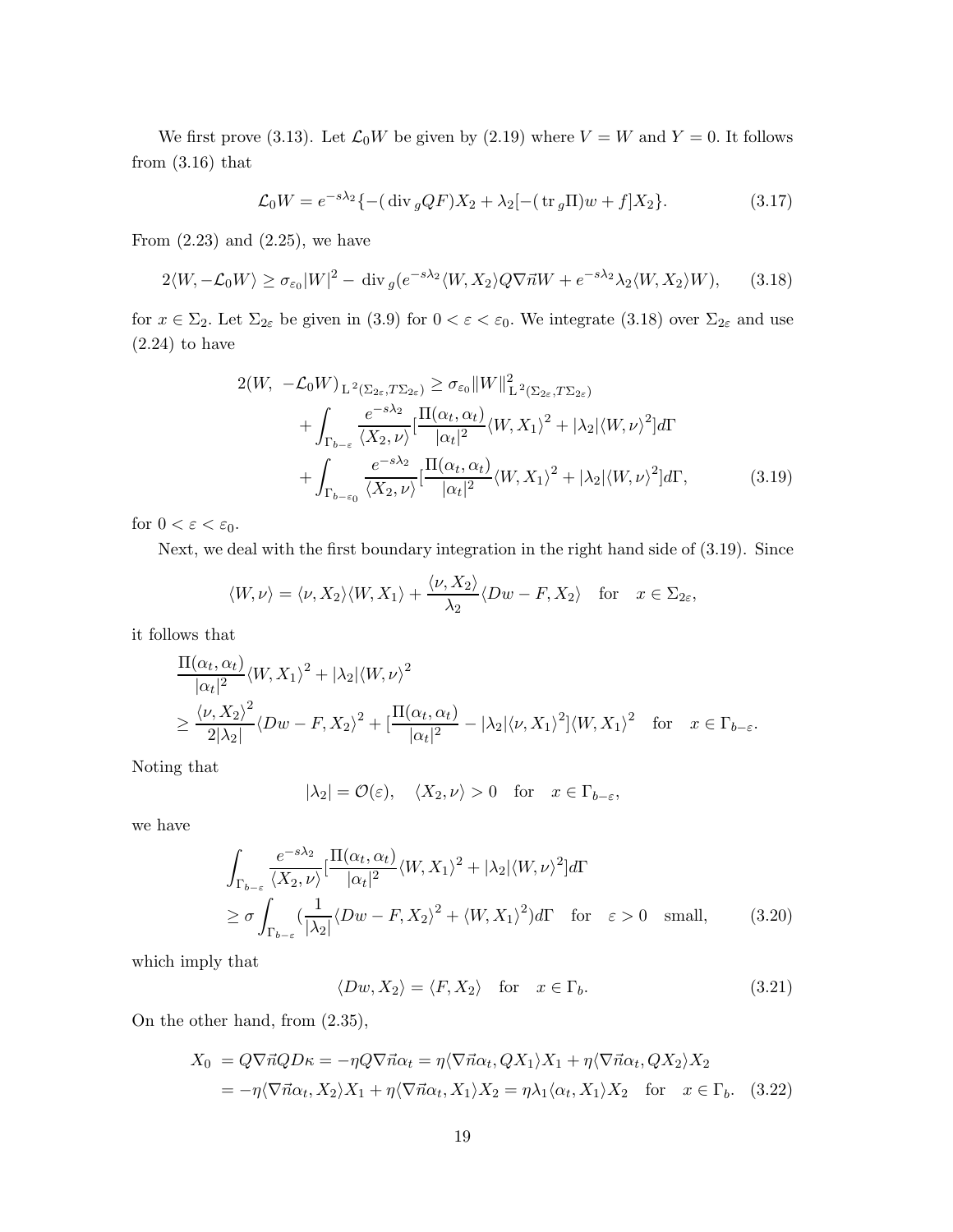We first prove (3.13). Let $\mathcal{L}_0 W$ be given by (2.19) where $V = W$ and $Y = 0$. It follows from (3.16) that

$$\mathcal{L}_0 W = e^{-s\lambda_2}\{-(\operatorname{div}_g QF)X_2 + \lambda_2[-(\operatorname{tr}_g \Pi)w + f]X_2\}. \tag{3.17}$$

From (2.23) and (2.25), we have

$$2\langle W, -\mathcal{L}_0 W\rangle \geq \sigma_{\varepsilon_0}|W|^2 - \operatorname{div}_g(e^{-s\lambda_2}\langle W, X_2\rangle Q\nabla\vec{n}W + e^{-s\lambda_2}\lambda_2\langle W, X_2\rangle W), \tag{3.18}$$

for $x \in \Sigma_2$. Let $\Sigma_{2\varepsilon}$ be given in (3.9) for $0 < \varepsilon < \varepsilon_0$. We integrate (3.18) over $\Sigma_{2\varepsilon}$ and use (2.24) to have

$$\begin{aligned} 2(W,\ -\mathcal{L}_0 W)_{\mathrm{L}^2(\Sigma_{2\varepsilon}, T\Sigma_{2\varepsilon})} &\geq \sigma_{\varepsilon_0}\|W\|^2_{\mathrm{L}^2(\Sigma_{2\varepsilon}, T\Sigma_{2\varepsilon})} \\ &\quad + \int_{\Gamma_{b-\varepsilon}} \frac{e^{-s\lambda_2}}{\langle X_2, \nu\rangle}[\frac{\Pi(\alpha_t, \alpha_t)}{|\alpha_t|^2}\langle W, X_1\rangle^2 + |\lambda_2|\langle W, \nu\rangle^2]d\Gamma \\ &\quad + \int_{\Gamma_{b-\varepsilon_0}} \frac{e^{-s\lambda_2}}{\langle X_2, \nu\rangle}[\frac{\Pi(\alpha_t, \alpha_t)}{|\alpha_t|^2}\langle W, X_1\rangle^2 + |\lambda_2|\langle W, \nu\rangle^2]d\Gamma, \end{aligned} \tag{3.19}$$

for $0 < \varepsilon < \varepsilon_0$.

Next, we deal with the first boundary integration in the right hand side of (3.19). Since

$$\langle W, \nu\rangle = \langle \nu, X_2\rangle\langle W, X_1\rangle + \frac{\langle \nu, X_2\rangle}{\lambda_2}\langle Dw - F, X_2\rangle \quad \text{for} \quad x \in \Sigma_{2\varepsilon},$$

it follows that

$$\begin{aligned} &\frac{\Pi(\alpha_t, \alpha_t)}{|\alpha_t|^2}\langle W, X_1\rangle^2 + |\lambda_2|\langle W, \nu\rangle^2 \\ &\geq \frac{\langle \nu, X_2\rangle^2}{2|\lambda_2|}\langle Dw - F, X_2\rangle^2 + [\frac{\Pi(\alpha_t, \alpha_t)}{|\alpha_t|^2} - |\lambda_2|\langle \nu, X_1\rangle^2]\langle W, X_1\rangle^2 \quad \text{for} \quad x \in \Gamma_{b-\varepsilon}. \end{aligned}$$

Noting that

$$|\lambda_2| = \mathcal{O}(\varepsilon), \quad \langle X_2, \nu\rangle > 0 \quad \text{for} \quad x \in \Gamma_{b-\varepsilon},$$

we have

$$\begin{aligned} &\int_{\Gamma_{b-\varepsilon}} \frac{e^{-s\lambda_2}}{\langle X_2, \nu\rangle}[\frac{\Pi(\alpha_t, \alpha_t)}{|\alpha_t|^2}\langle W, X_1\rangle^2 + |\lambda_2|\langle W, \nu\rangle^2]d\Gamma \\ &\geq \sigma\int_{\Gamma_{b-\varepsilon}} (\frac{1}{|\lambda_2|}\langle Dw - F, X_2\rangle^2 + \langle W, X_1\rangle^2)d\Gamma \quad \text{for} \quad \varepsilon > 0 \quad \text{small}, \end{aligned} \tag{3.20}$$

which imply that

$$\langle Dw, X_2\rangle = \langle F, X_2\rangle \quad \text{for} \quad x \in \Gamma_b. \tag{3.21}$$

On the other hand, from (2.35),

$$\begin{aligned} X_0 &= Q\nabla\vec{n}QD\kappa = -\eta Q\nabla\vec{n}\alpha_t = \eta\langle \nabla\vec{n}\alpha_t, QX_1\rangle X_1 + \eta\langle \nabla\vec{n}\alpha_t, QX_2\rangle X_2 \\ &= -\eta\langle \nabla\vec{n}\alpha_t, X_2\rangle X_1 + \eta\langle \nabla\vec{n}\alpha_t, X_1\rangle X_2 = \eta\lambda_1\langle \alpha_t, X_1\rangle X_2 \quad \text{for} \quad x \in \Gamma_b. \end{aligned} \tag{3.22}$$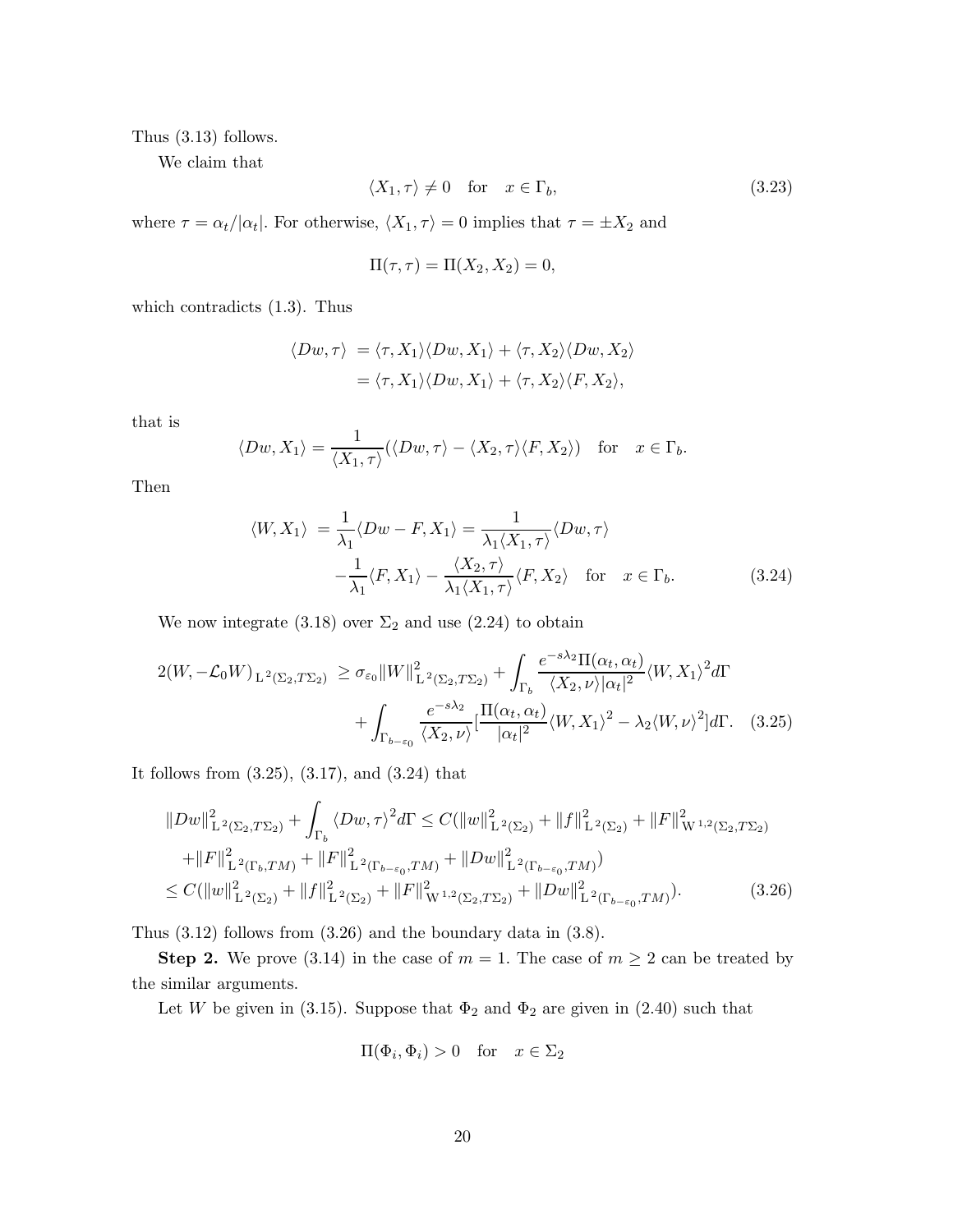Thus (3.13) follows.

We claim that

$$\langle X_1, \tau\rangle \neq 0 \quad \text{for} \quad x \in \Gamma_b, \tag{3.23}$$

where $\tau = \alpha_t/|\alpha_t|$. For otherwise, $\langle X_1, \tau\rangle = 0$ implies that $\tau = \pm X_2$ and

$$\Pi(\tau, \tau) = \Pi(X_2, X_2) = 0,$$

which contradicts (1.3). Thus

$$\begin{aligned}\langle Dw, \tau\rangle &= \langle \tau, X_1\rangle\langle Dw, X_1\rangle + \langle \tau, X_2\rangle\langle Dw, X_2\rangle \\ &= \langle \tau, X_1\rangle\langle Dw, X_1\rangle + \langle \tau, X_2\rangle\langle F, X_2\rangle,\end{aligned}$$

that is

$$\langle Dw, X_1\rangle = \frac{1}{\langle X_1, \tau\rangle}(\langle Dw, \tau\rangle - \langle X_2, \tau\rangle\langle F, X_2\rangle) \quad \text{for} \quad x \in \Gamma_b.$$

Then

$$\begin{aligned}\langle W, X_1\rangle &= \frac{1}{\lambda_1}\langle Dw - F, X_1\rangle = \frac{1}{\lambda_1\langle X_1, \tau\rangle}\langle Dw, \tau\rangle \\ &\quad -\frac{1}{\lambda_1}\langle F, X_1\rangle - \frac{\langle X_2, \tau\rangle}{\lambda_1\langle X_1, \tau\rangle}\langle F, X_2\rangle \quad \text{for} \quad x \in \Gamma_b.\end{aligned} \tag{3.24}$$

We now integrate (3.18) over $\Sigma_2$ and use (2.24) to obtain

$$\begin{aligned}2(W, -\mathcal{L}_0 W)_{\mathrm{L}^2(\Sigma_2, T\Sigma_2)} &\geq \sigma_{\varepsilon_0}\|W\|^2_{\mathrm{L}^2(\Sigma_2, T\Sigma_2)} + \int_{\Gamma_b} \frac{e^{-s\lambda_2}\Pi(\alpha_t, \alpha_t)}{\langle X_2, \nu\rangle|\alpha_t|^2}\langle W, X_1\rangle^2 d\Gamma \\ &\quad + \int_{\Gamma_{b-\varepsilon_0}} \frac{e^{-s\lambda_2}}{\langle X_2, \nu\rangle}\Big[\frac{\Pi(\alpha_t, \alpha_t)}{|\alpha_t|^2}\langle W, X_1\rangle^2 - \lambda_2\langle W, \nu\rangle^2\Big]d\Gamma.\end{aligned} \tag{3.25}$$

It follows from (3.25), (3.17), and (3.24) that

$$\begin{aligned}&\|Dw\|^2_{\mathrm{L}^2(\Sigma_2, T\Sigma_2)} + \int_{\Gamma_b} \langle Dw, \tau\rangle^2 d\Gamma \leq C(\|w\|^2_{\mathrm{L}^2(\Sigma_2)} + \|f\|^2_{\mathrm{L}^2(\Sigma_2)} + \|F\|^2_{\mathrm{W}^{1,2}(\Sigma_2, T\Sigma_2)} \\ &\quad + \|F\|^2_{\mathrm{L}^2(\Gamma_b, TM)} + \|F\|^2_{\mathrm{L}^2(\Gamma_{b-\varepsilon_0}, TM)} + \|Dw\|^2_{\mathrm{L}^2(\Gamma_{b-\varepsilon_0}, TM)}) \\ &\leq C(\|w\|^2_{\mathrm{L}^2(\Sigma_2)} + \|f\|^2_{\mathrm{L}^2(\Sigma_2)} + \|F\|^2_{\mathrm{W}^{1,2}(\Sigma_2, T\Sigma_2)} + \|Dw\|^2_{\mathrm{L}^2(\Gamma_{b-\varepsilon_0}, TM)}).\end{aligned} \tag{3.26}$$

Thus (3.12) follows from (3.26) and the boundary data in (3.8).

**Step 2.** We prove (3.14) in the case of $m = 1$. The case of $m \geq 2$ can be treated by the similar arguments.

Let $W$ be given in (3.15). Suppose that $\Phi_2$ and $\Phi_2$ are given in (2.40) such that

$$\Pi(\Phi_i, \Phi_i) > 0 \quad \text{for} \quad x \in \Sigma_2$$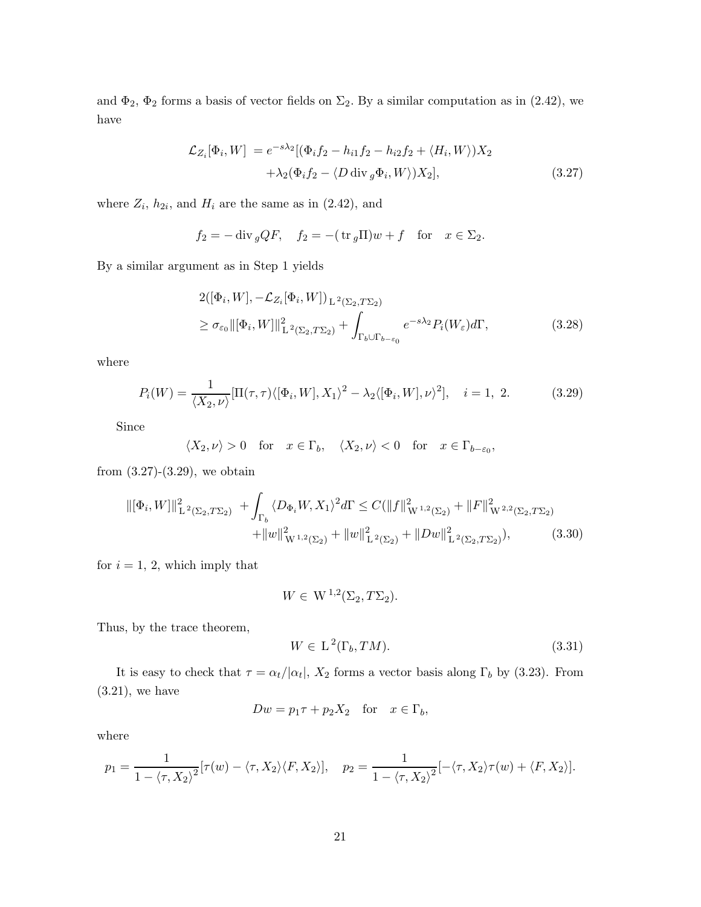and $\Phi_2$, $\Phi_2$ forms a basis of vector fields on $\Sigma_2$. By a similar computation as in (2.42), we have

$$
\begin{aligned}
\mathcal{L}_{Z_i}[\Phi_i, W] \ &= e^{-s\lambda_2}[(\Phi_i f_2 - h_{i1} f_2 - h_{i2} f_2 + \langle H_i, W\rangle)X_2 \\
&\quad +\lambda_2(\Phi_i f_2 - \langle D \operatorname{div}_g \Phi_i, W\rangle)X_2],
\end{aligned}
\tag{3.27}
$$

where $Z_i$, $h_{2i}$, and $H_i$ are the same as in (2.42), and

$$
f_2 = -\operatorname{div}_g QF, \quad f_2 = -(\operatorname{tr}_g \Pi)w + f \quad \text{for} \quad x \in \Sigma_2.
$$

By a similar argument as in Step 1 yields

$$
\begin{aligned}
&2([\Phi_i, W], -\mathcal{L}_{Z_i}[\Phi_i, W])_{\mathrm{L}^2(\Sigma_2, T\Sigma_2)} \\
&\geq \sigma_{\varepsilon_0}\|[\Phi_i, W]\|^2_{\mathrm{L}^2(\Sigma_2, T\Sigma_2)} + \int_{\Gamma_b \cup \Gamma_{b-\varepsilon_0}} e^{-s\lambda_2} P_i(W_\varepsilon) d\Gamma,
\end{aligned}
\tag{3.28}
$$

where

$$
P_i(W) = \frac{1}{\langle X_2, \nu\rangle}[\Pi(\tau,\tau)\langle[\Phi_i, W], X_1\rangle^2 - \lambda_2\langle[\Phi_i, W], \nu\rangle^2], \quad i = 1,\ 2. \tag{3.29}
$$

Since

$$
\langle X_2, \nu\rangle > 0 \quad \text{for} \quad x \in \Gamma_b, \quad \langle X_2, \nu\rangle < 0 \quad \text{for} \quad x \in \Gamma_{b-\varepsilon_0},
$$

from (3.27)-(3.29), we obtain

$$
\begin{aligned}
\|[\Phi_i, W]\|^2_{\mathrm{L}^2(\Sigma_2, T\Sigma_2)} \ &+ \int_{\Gamma_b} \langle D_{\Phi_i} W, X_1\rangle^2 d\Gamma \leq C(\|f\|^2_{\mathrm{W}^{1,2}(\Sigma_2)} + \|F\|^2_{\mathrm{W}^{2,2}(\Sigma_2, T\Sigma_2)} \\
&+ \|w\|^2_{\mathrm{W}^{1,2}(\Sigma_2)} + \|w\|^2_{\mathrm{L}^2(\Sigma_2)} + \|Dw\|^2_{\mathrm{L}^2(\Sigma_2, T\Sigma_2)}),
\end{aligned}
\tag{3.30}
$$

for $i = 1,\ 2$, which imply that

$$
W \in \mathrm{W}^{1,2}(\Sigma_2, T\Sigma_2).
$$

Thus, by the trace theorem,

$$
W \in \mathrm{L}^2(\Gamma_b, TM). \tag{3.31}
$$

It is easy to check that $\tau = \alpha_t/|\alpha_t|$, $X_2$ forms a vector basis along $\Gamma_b$ by (3.23). From (3.21), we have

$$
Dw = p_1\tau + p_2 X_2 \quad \text{for} \quad x \in \Gamma_b,
$$

where

$$
p_1 = \frac{1}{1 - \langle \tau, X_2\rangle^2}[\tau(w) - \langle \tau, X_2\rangle\langle F, X_2\rangle], \quad p_2 = \frac{1}{1 - \langle \tau, X_2\rangle^2}[-\langle \tau, X_2\rangle\tau(w) + \langle F, X_2\rangle].
$$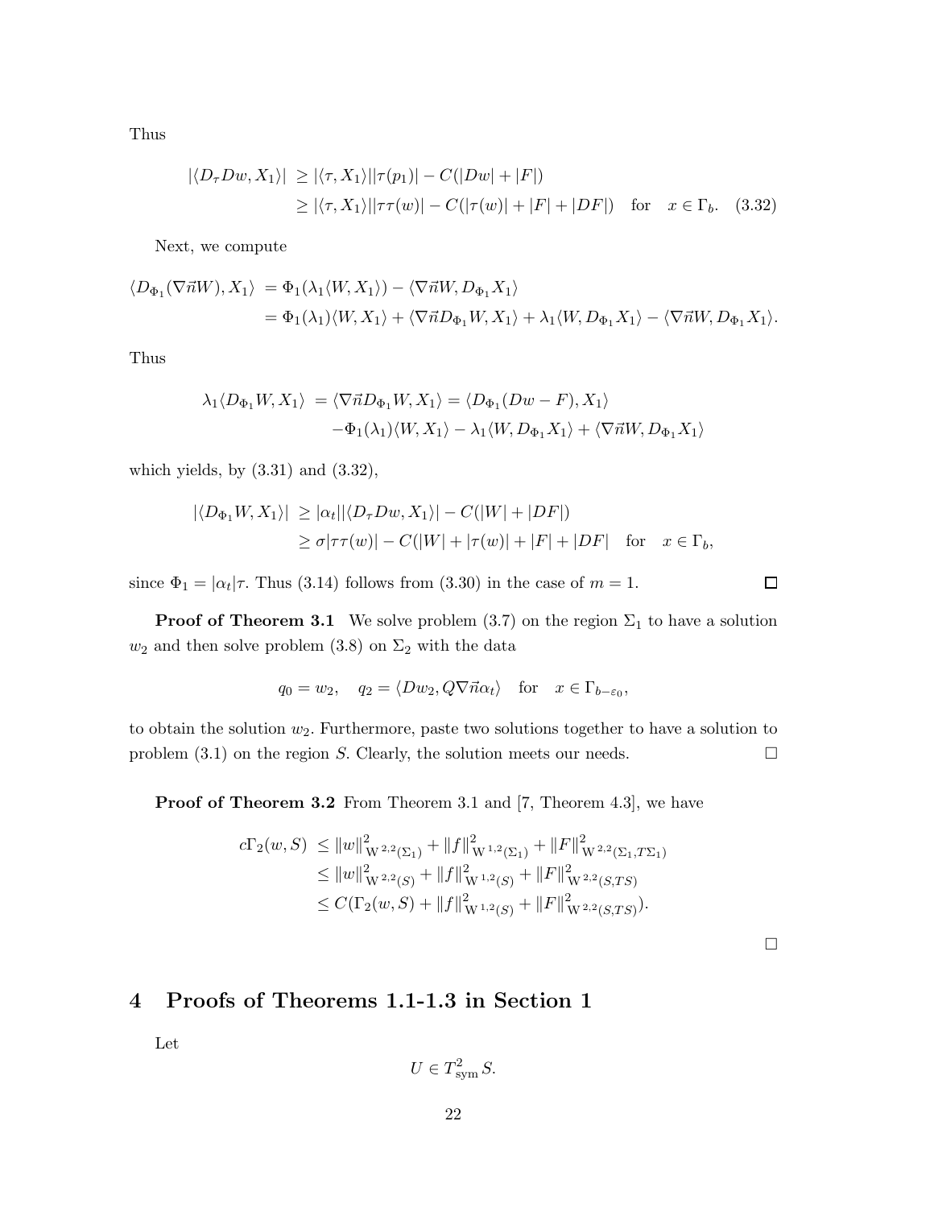Thus

$$
\begin{aligned}
|\langle D_\tau Dw, X_1\rangle| &\geq |\langle \tau, X_1\rangle||\tau(p_1)| - C(|Dw| + |F|)\\
&\geq |\langle \tau, X_1\rangle||\tau\tau(w)| - C(|\tau(w)| + |F| + |DF|) \quad \text{for} \quad x \in \Gamma_b. \quad (3.32)
\end{aligned}
$$

Next, we compute

$$
\begin{aligned}
\langle D_{\Phi_1}(\nabla\vec{n}W), X_1\rangle &= \Phi_1(\lambda_1\langle W, X_1\rangle) - \langle \nabla\vec{n}W, D_{\Phi_1}X_1\rangle\\
&= \Phi_1(\lambda_1)\langle W, X_1\rangle + \langle \nabla\vec{n}D_{\Phi_1}W, X_1\rangle + \lambda_1\langle W, D_{\Phi_1}X_1\rangle - \langle \nabla\vec{n}W, D_{\Phi_1}X_1\rangle.
\end{aligned}
$$

Thus

$$
\begin{aligned}
\lambda_1\langle D_{\Phi_1}W, X_1\rangle &= \langle \nabla\vec{n}D_{\Phi_1}W, X_1\rangle = \langle D_{\Phi_1}(Dw - F), X_1\rangle\\
&\quad -\Phi_1(\lambda_1)\langle W, X_1\rangle - \lambda_1\langle W, D_{\Phi_1}X_1\rangle + \langle \nabla\vec{n}W, D_{\Phi_1}X_1\rangle
\end{aligned}
$$

which yields, by (3.31) and (3.32),

$$
\begin{aligned}
|\langle D_{\Phi_1}W, X_1\rangle| &\geq |\alpha_t||\langle D_\tau Dw, X_1\rangle| - C(|W| + |DF|)\\
&\geq \sigma|\tau\tau(w)| - C(|W| + |\tau(w)| + |F| + |DF| \quad \text{for} \quad x \in \Gamma_b,
\end{aligned}
$$

since $\Phi_1 = |\alpha_t|\tau$. Thus (3.14) follows from (3.30) in the case of $m = 1$. □

**Proof of Theorem 3.1** We solve problem (3.7) on the region $\Sigma_1$ to have a solution $w_2$ and then solve problem (3.8) on $\Sigma_2$ with the data

$$
q_0 = w_2, \quad q_2 = \langle Dw_2, Q\nabla\vec{n}\alpha_t\rangle \quad \text{for} \quad x \in \Gamma_{b-\varepsilon_0},
$$

to obtain the solution $w_2$. Furthermore, paste two solutions together to have a solution to problem (3.1) on the region $S$. Clearly, the solution meets our needs. □

**Proof of Theorem 3.2** From Theorem 3.1 and [7, Theorem 4.3], we have

$$
\begin{aligned}
c\Gamma_2(w, S) &\leq \|w\|^2_{W^{2,2}(\Sigma_1)} + \|f\|^2_{W^{1,2}(\Sigma_1)} + \|F\|^2_{W^{2,2}(\Sigma_1, T\Sigma_1)}\\
&\leq \|w\|^2_{W^{2,2}(S)} + \|f\|^2_{W^{1,2}(S)} + \|F\|^2_{W^{2,2}(S,TS)}\\
&\leq C(\Gamma_2(w, S) + \|f\|^2_{W^{1,2}(S)} + \|F\|^2_{W^{2,2}(S,TS)}).
\end{aligned}
$$

□

## 4 Proofs of Theorems 1.1-1.3 in Section 1

Let

$$
U \in T^2_{\mathrm{sym}}S.
$$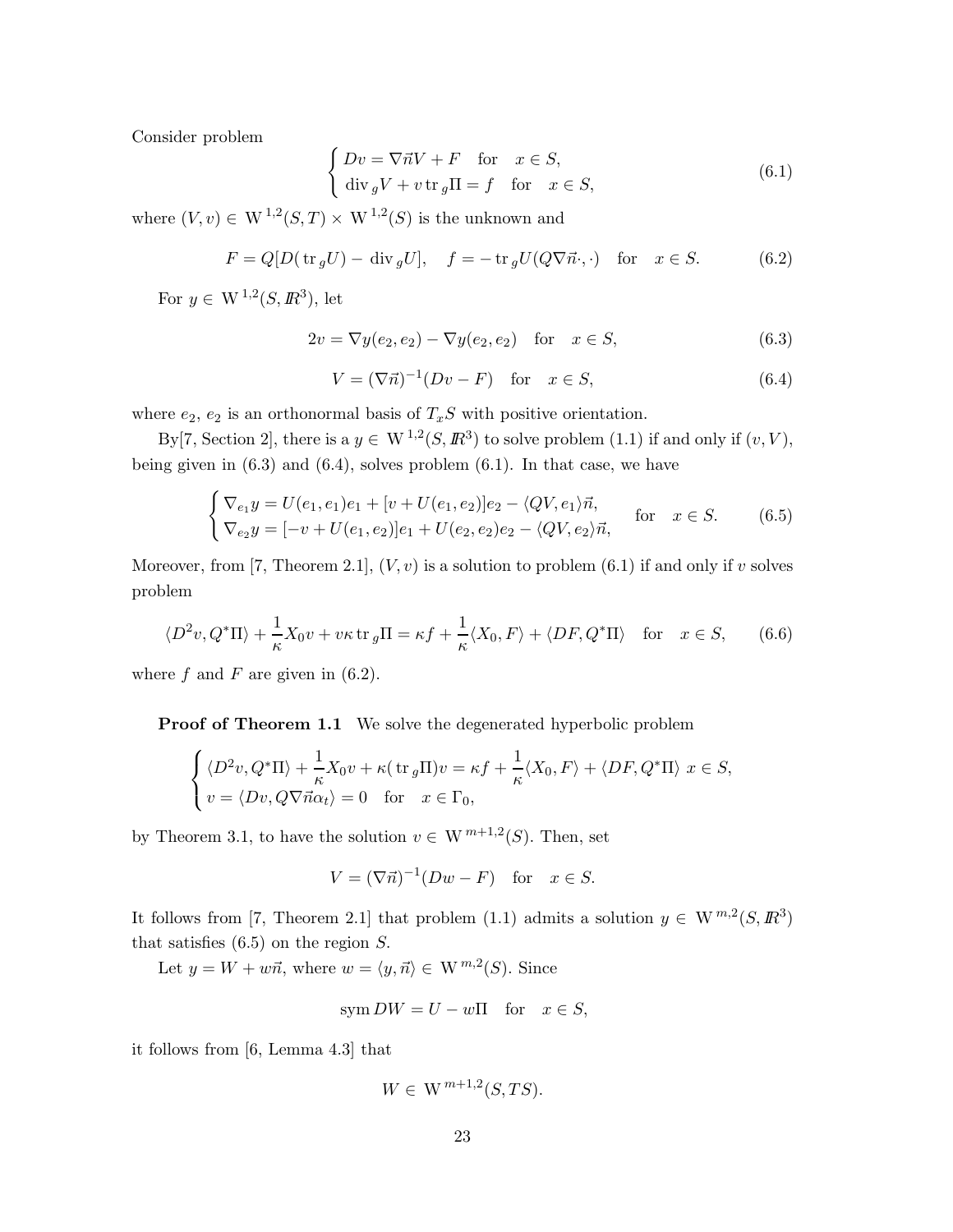Consider problem

$$
\begin{cases} Dv = \nabla\vec{n}V + F \quad \text{for} \quad x \in S, \\ \operatorname{div}_g V + v \operatorname{tr}_g \Pi = f \quad \text{for} \quad x \in S, \end{cases} \tag{6.1}
$$

where $(V, v) \in \mathrm{W}^{1,2}(S, T) \times \mathrm{W}^{1,2}(S)$ is the unknown and

$$
F = Q[D(\operatorname{tr}_g U) - \operatorname{div}_g U], \quad f = -\operatorname{tr}_g U(Q\nabla\vec{n}\cdot, \cdot) \quad \text{for} \quad x \in S. \tag{6.2}
$$

For $y \in \mathrm{W}^{1,2}(S, I\!R^3)$, let

$$
2v = \nabla y(e_2, e_2) - \nabla y(e_2, e_2) \quad \text{for} \quad x \in S, \tag{6.3}
$$

$$
V = (\nabla\vec{n})^{-1}(Dv - F) \quad \text{for} \quad x \in S, \tag{6.4}
$$

where $e_2$, $e_2$ is an orthonormal basis of $T_xS$ with positive orientation.

By[7, Section 2], there is a $y \in \mathrm{W}^{1,2}(S, I\!R^3)$ to solve problem (1.1) if and only if $(v, V)$, being given in (6.3) and (6.4), solves problem (6.1). In that case, we have

$$
\begin{cases} \nabla_{e_1} y = U(e_1, e_1)e_1 + [v + U(e_1, e_2)]e_2 - \langle QV, e_1\rangle\vec{n}, \\ \nabla_{e_2} y = [-v + U(e_1, e_2)]e_1 + U(e_2, e_2)e_2 - \langle QV, e_2\rangle\vec{n}, \end{cases} \quad \text{for} \quad x \in S. \tag{6.5}
$$

Moreover, from [7, Theorem 2.1], $(V, v)$ is a solution to problem (6.1) if and only if $v$ solves problem

$$
\langle D^2v, Q^*\Pi\rangle + \frac{1}{\kappa}X_0 v + v\kappa \operatorname{tr}_g\Pi = \kappa f + \frac{1}{\kappa}\langle X_0, F\rangle + \langle DF, Q^*\Pi\rangle \quad \text{for} \quad x \in S, \tag{6.6}
$$

where $f$ and $F$ are given in (6.2).

**Proof of Theorem 1.1** We solve the degenerated hyperbolic problem

$$
\begin{cases} \langle D^2v, Q^*\Pi\rangle + \dfrac{1}{\kappa}X_0 v + \kappa(\operatorname{tr}_g\Pi)v = \kappa f + \dfrac{1}{\kappa}\langle X_0, F\rangle + \langle DF, Q^*\Pi\rangle \ x \in S, \\ v = \langle Dv, Q\nabla\vec{n}\alpha_t\rangle = 0 \quad \text{for} \quad x \in \Gamma_0, \end{cases}
$$

by Theorem 3.1, to have the solution $v \in \mathrm{W}^{m+1,2}(S)$. Then, set

$$
V = (\nabla\vec{n})^{-1}(Dw - F) \quad \text{for} \quad x \in S.
$$

It follows from [7, Theorem 2.1] that problem (1.1) admits a solution $y \in \mathrm{W}^{m,2}(S, I\!R^3)$ that satisfies (6.5) on the region $S$.

Let $y = W + w\vec{n}$, where $w = \langle y, \vec{n}\rangle \in \mathrm{W}^{m,2}(S)$. Since

$$
\operatorname{sym} DW = U - w\Pi \quad \text{for} \quad x \in S,
$$

it follows from [6, Lemma 4.3] that

$$
W \in \mathrm{W}^{m+1,2}(S, TS).
$$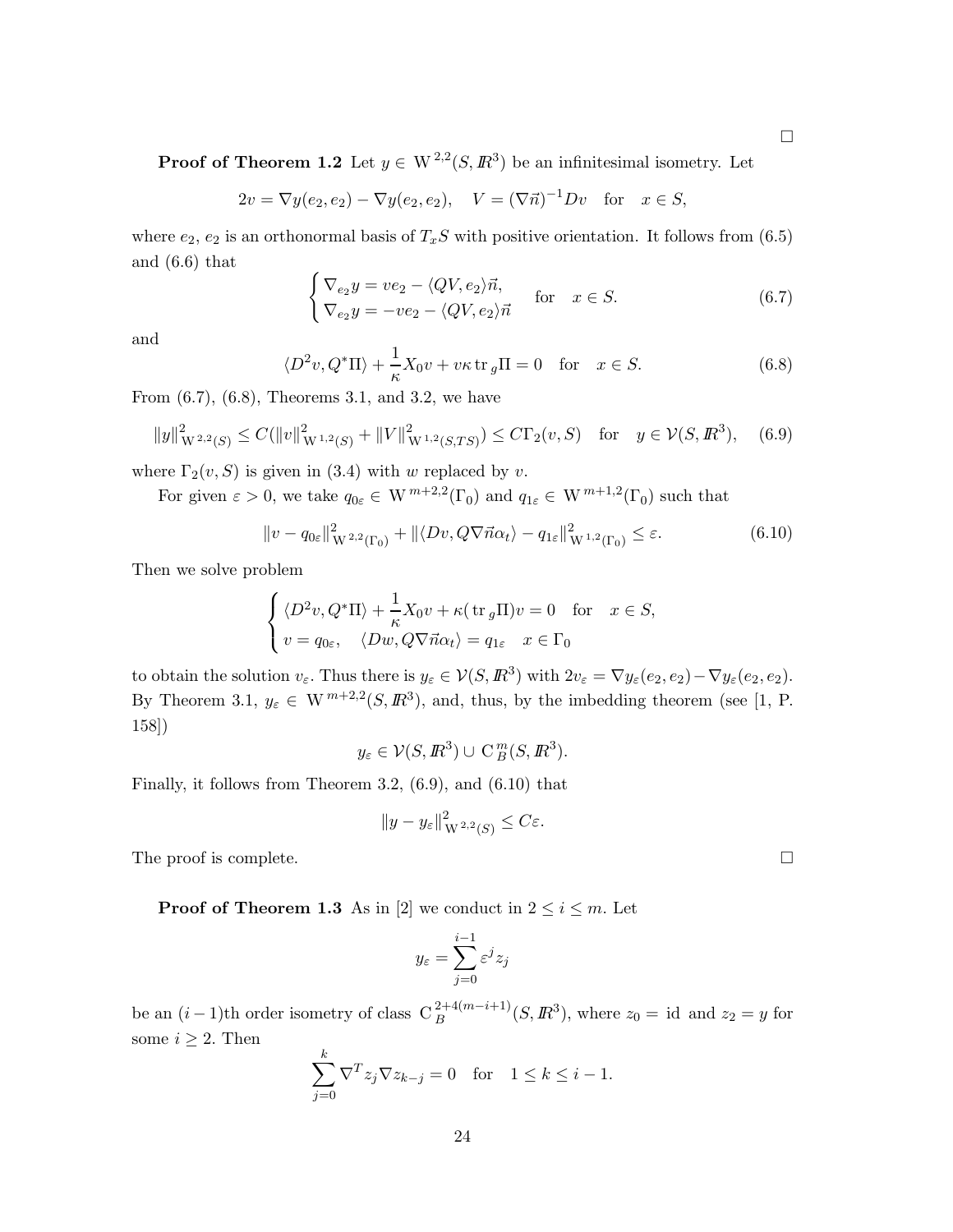□

**Proof of Theorem 1.2** Let $y \in \mathrm{W}^{2,2}(S, I\!R^3)$ be an infinitesimal isometry. Let

$$2v = \nabla y(e_2, e_2) - \nabla y(e_2, e_2), \quad V = (\nabla \vec{n})^{-1} Dv \quad \text{for} \quad x \in S,$$

where $e_2$, $e_2$ is an orthonormal basis of $T_xS$ with positive orientation. It follows from (6.5) and (6.6) that

$$\begin{cases} \nabla_{e_2} y = ve_2 - \langle QV, e_2\rangle \vec{n}, \\ \nabla_{e_2} y = -ve_2 - \langle QV, e_2\rangle \vec{n} \end{cases} \quad \text{for} \quad x \in S. \tag{6.7}$$

and

$$\langle D^2 v, Q^*\Pi\rangle + \frac{1}{\kappa} X_0 v + v\kappa \,\mathrm{tr}\,_g \Pi = 0 \quad \text{for} \quad x \in S. \tag{6.8}$$

From (6.7), (6.8), Theorems 3.1, and 3.2, we have

$$\|y\|^2_{\mathrm{W}^{2,2}(S)} \leq C(\|v\|^2_{\mathrm{W}^{1,2}(S)} + \|V\|^2_{\mathrm{W}^{1,2}(S,TS)}) \leq C\Gamma_2(v, S) \quad \text{for} \quad y \in \mathcal{V}(S, I\!R^3), \tag{6.9}$$

where $\Gamma_2(v, S)$ is given in (3.4) with $w$ replaced by $v$.

For given $\varepsilon > 0$, we take $q_{0\varepsilon} \in \mathrm{W}^{m+2,2}(\Gamma_0)$ and $q_{1\varepsilon} \in \mathrm{W}^{m+1,2}(\Gamma_0)$ such that

$$\|v - q_{0\varepsilon}\|^2_{\mathrm{W}^{2,2}(\Gamma_0)} + \|\langle Dv, Q\nabla\vec{n}\alpha_t\rangle - q_{1\varepsilon}\|^2_{\mathrm{W}^{1,2}(\Gamma_0)} \leq \varepsilon. \tag{6.10}$$

Then we solve problem

$$\begin{cases} \langle D^2 v, Q^*\Pi\rangle + \dfrac{1}{\kappa} X_0 v + \kappa(\,\mathrm{tr}\,_g \Pi) v = 0 \quad \text{for} \quad x \in S, \\ v = q_{0\varepsilon}, \quad \langle Dw, Q\nabla\vec{n}\alpha_t\rangle = q_{1\varepsilon} \quad x \in \Gamma_0 \end{cases}$$

to obtain the solution $v_\varepsilon$. Thus there is $y_\varepsilon \in \mathcal{V}(S, I\!R^3)$ with $2v_\varepsilon = \nabla y_\varepsilon(e_2, e_2) - \nabla y_\varepsilon(e_2, e_2)$. By Theorem 3.1, $y_\varepsilon \in \mathrm{W}^{m+2,2}(S, I\!R^3)$, and, thus, by the imbedding theorem (see [1, P. 158])

$$y_\varepsilon \in \mathcal{V}(S, I\!R^3) \cup \mathrm{C}^m_B(S, I\!R^3).$$

Finally, it follows from Theorem 3.2, (6.9), and (6.10) that

$$\|y - y_\varepsilon\|^2_{\mathrm{W}^{2,2}(S)} \leq C\varepsilon.$$

The proof is complete. □

**Proof of Theorem 1.3** As in [2] we conduct in $2 \leq i \leq m$. Let

$$y_\varepsilon = \sum_{j=0}^{i-1} \varepsilon^j z_j$$

be an $(i-1)$th order isometry of class $\mathrm{C}_B^{2+4(m-i+1)}(S, I\!R^3)$, where $z_0 = \mathrm{id}$ and $z_2 = y$ for some $i \geq 2$. Then

$$\sum_{j=0}^{k} \nabla^T z_j \nabla z_{k-j} = 0 \quad \text{for} \quad 1 \leq k \leq i-1.$$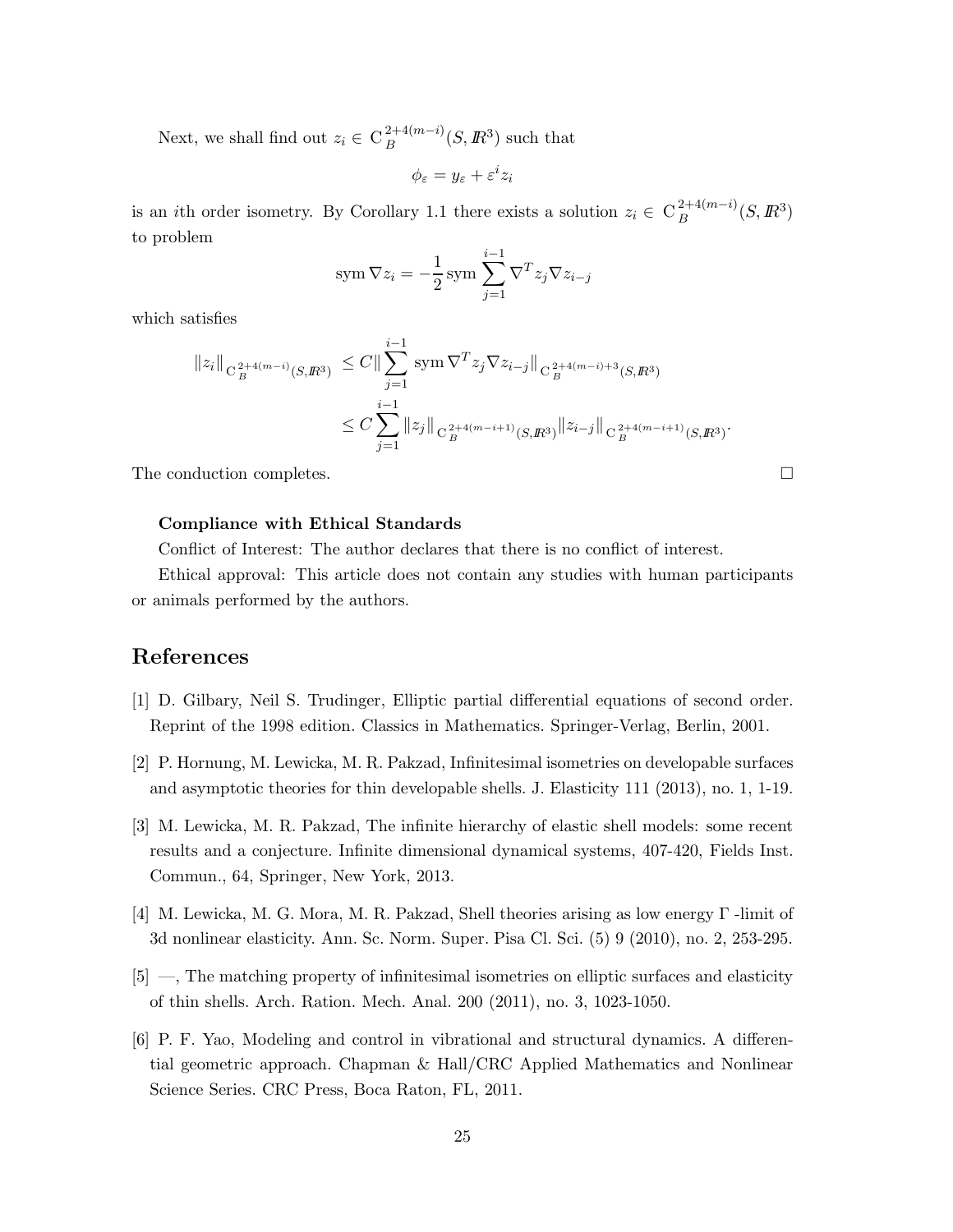Next, we shall find out $z_i \in \mathrm{C}_B^{2+4(m-i)}(S, I\!R^3)$ such that

$$\phi_\varepsilon = y_\varepsilon + \varepsilon^i z_i$$

is an $i$th order isometry. By Corollary 1.1 there exists a solution $z_i \in \mathrm{C}_B^{2+4(m-i)}(S, I\!R^3)$ to problem

$$\operatorname{sym} \nabla z_i = -\frac{1}{2} \operatorname{sym} \sum_{j=1}^{i-1} \nabla^T z_j \nabla z_{i-j}$$

which satisfies

$$\begin{aligned}
\|z_i\|_{\mathrm{C}_B^{2+4(m-i)}(S,I\!R^3)} &\leq C \| \sum_{j=1}^{i-1} \operatorname{sym} \nabla^T z_j \nabla z_{i-j} \|_{\mathrm{C}_B^{2+4(m-i)+3}(S,I\!R^3)} \\
&\leq C \sum_{j=1}^{i-1} \|z_j\|_{\mathrm{C}_B^{2+4(m-i+1)}(S,I\!R^3)} \|z_{i-j}\|_{\mathrm{C}_B^{2+4(m-i+1)}(S,I\!R^3)}.
\end{aligned}$$

The conduction completes. □

**Compliance with Ethical Standards**

Conflict of Interest: The author declares that there is no conflict of interest.

Ethical approval: This article does not contain any studies with human participants or animals performed by the authors.

# References

[1] D. Gilbary, Neil S. Trudinger, Elliptic partial differential equations of second order. Reprint of the 1998 edition. Classics in Mathematics. Springer-Verlag, Berlin, 2001.

[2] P. Hornung, M. Lewicka, M. R. Pakzad, Infinitesimal isometries on developable surfaces and asymptotic theories for thin developable shells. J. Elasticity 111 (2013), no. 1, 1-19.

[3] M. Lewicka, M. R. Pakzad, The infinite hierarchy of elastic shell models: some recent results and a conjecture. Infinite dimensional dynamical systems, 407-420, Fields Inst. Commun., 64, Springer, New York, 2013.

[4] M. Lewicka, M. G. Mora, M. R. Pakzad, Shell theories arising as low energy Γ -limit of 3d nonlinear elasticity. Ann. Sc. Norm. Super. Pisa Cl. Sci. (5) 9 (2010), no. 2, 253-295.

[5] —, The matching property of infinitesimal isometries on elliptic surfaces and elasticity of thin shells. Arch. Ration. Mech. Anal. 200 (2011), no. 3, 1023-1050.

[6] P. F. Yao, Modeling and control in vibrational and structural dynamics. A differential geometric approach. Chapman & Hall/CRC Applied Mathematics and Nonlinear Science Series. CRC Press, Boca Raton, FL, 2011.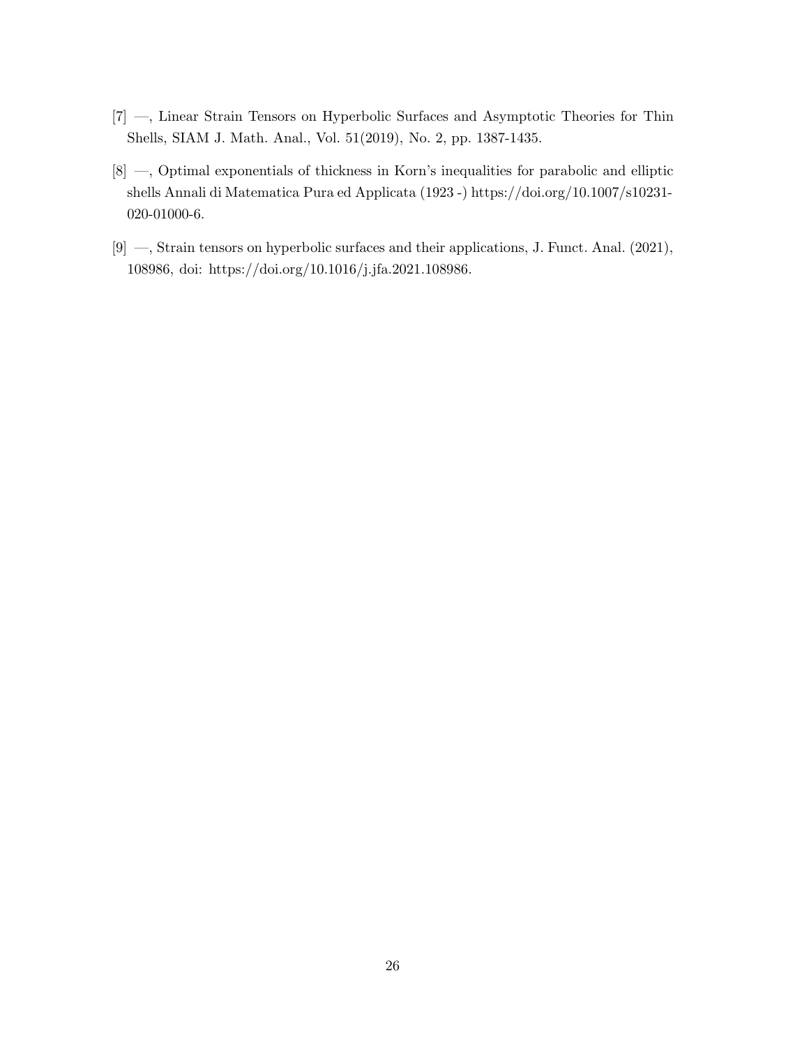[7] —, Linear Strain Tensors on Hyperbolic Surfaces and Asymptotic Theories for Thin Shells, SIAM J. Math. Anal., Vol. 51(2019), No. 2, pp. 1387-1435.

[8] —, Optimal exponentials of thickness in Korn's inequalities for parabolic and elliptic shells Annali di Matematica Pura ed Applicata (1923 -) https://doi.org/10.1007/s10231-020-01000-6.

[9] —, Strain tensors on hyperbolic surfaces and their applications, J. Funct. Anal. (2021), 108986, doi: https://doi.org/10.1016/j.jfa.2021.108986.